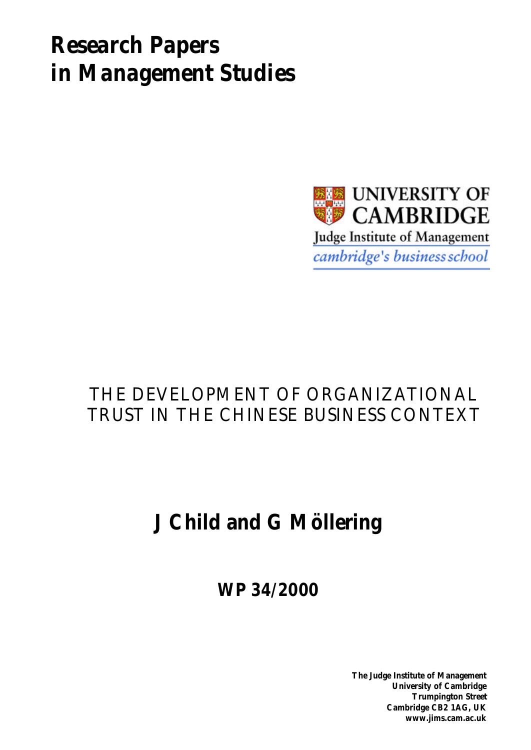# Research Papers in Management Studies

UNIVERSITY OF CAMBRIDGE

Judge Institute of Management

*cambridge's business school*

## THE DEVELOPMENT OF ORGANIZATIONAL TRUST IN THE CHINESE BUSINESS CONTEXT

## J Child and G Möllering

### WP 34/2000

**The Judge Institute of Management**
**University of Cambridge**
**Trumpington Street**
**Cambridge CB2 1AG, UK**
**www.jims.cam.ac.uk**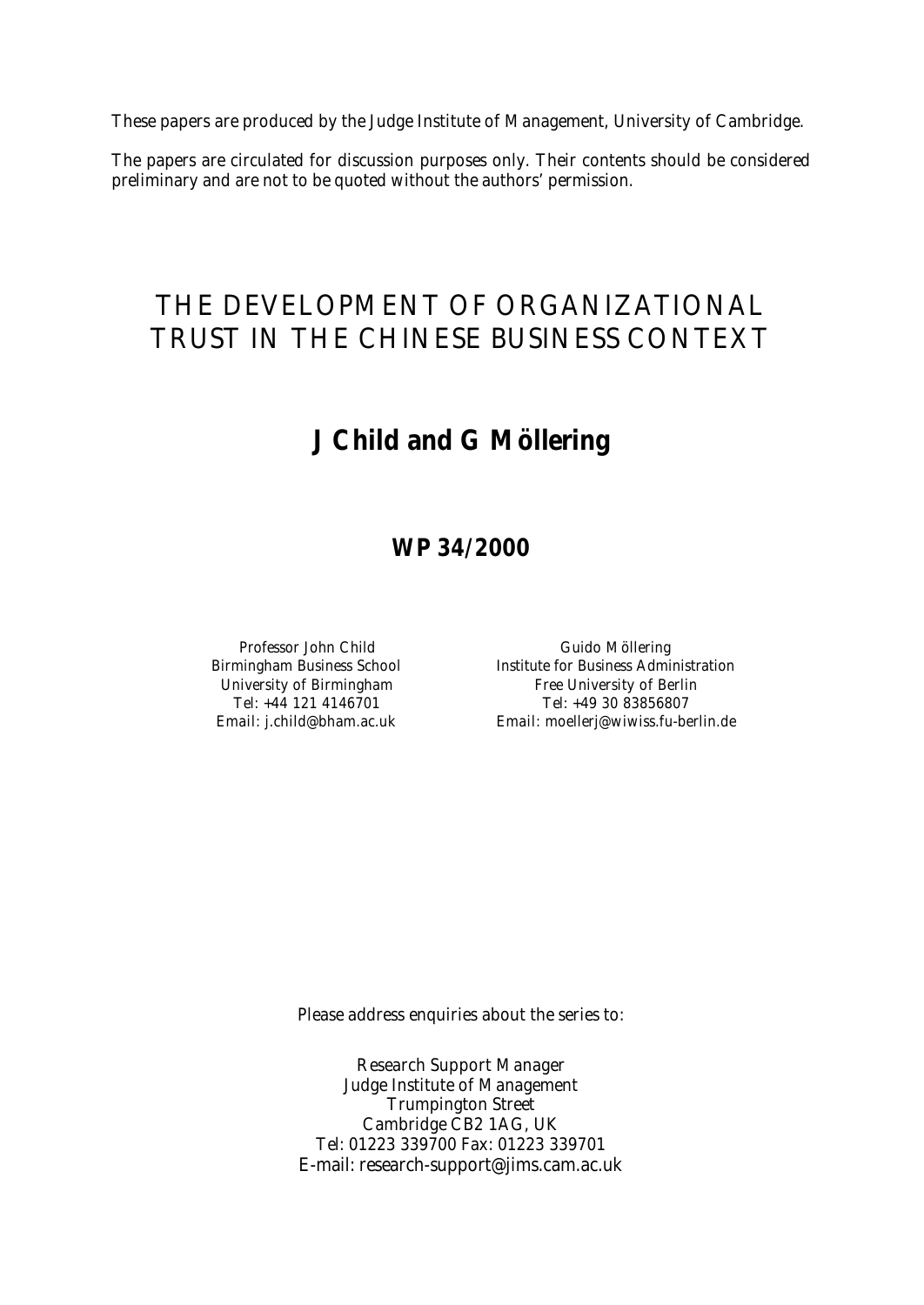These papers are produced by the Judge Institute of Management, University of Cambridge.

The papers are circulated for discussion purposes only. Their contents should be considered preliminary and are not to be quoted without the authors' permission.

# THE DEVELOPMENT OF ORGANIZATIONAL TRUST IN THE CHINESE BUSINESS CONTEXT

## J Child and G Möllering

### WP 34/2000

Professor John Child
Birmingham Business School
University of Birmingham
Tel: +44 121 4146701
Email: j.child@bham.ac.uk

Guido Möllering
Institute for Business Administration
Free University of Berlin
Tel: +49 30 83856807
Email: moellerj@wiwiss.fu-berlin.de

Please address enquiries about the series to:

Research Support Manager
Judge Institute of Management
Trumpington Street
Cambridge CB2 1AG, UK
Tel: 01223 339700 Fax: 01223 339701
E-mail: research-support@jims.cam.ac.uk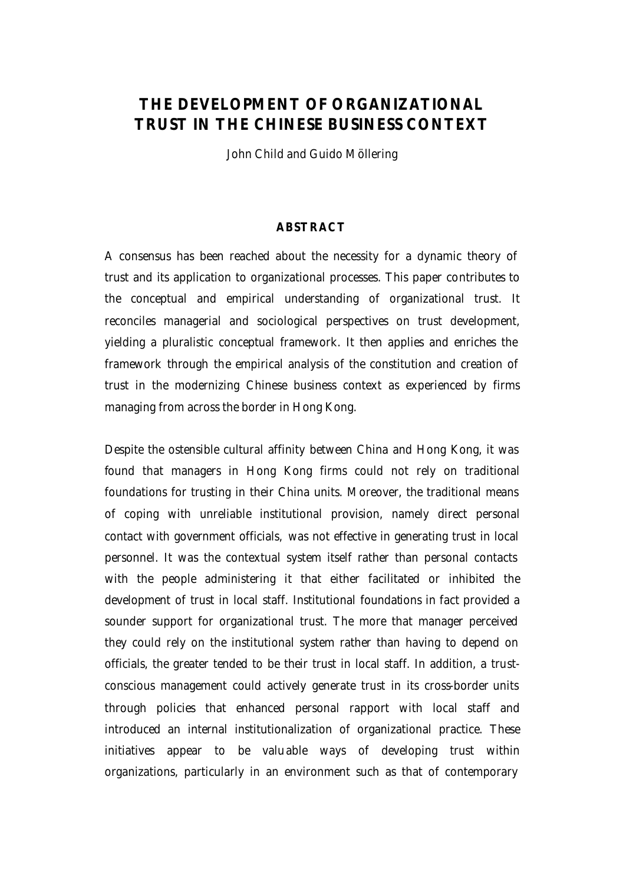# THE DEVELOPMENT OF ORGANIZATIONAL TRUST IN THE CHINESE BUSINESS CONTEXT

John Child and Guido Möllering

## ABSTRACT

A consensus has been reached about the necessity for a dynamic theory of trust and its application to organizational processes. This paper contributes to the conceptual and empirical understanding of organizational trust. It reconciles managerial and sociological perspectives on trust development, yielding a pluralistic conceptual framework. It then applies and enriches the framework through the empirical analysis of the constitution and creation of trust in the modernizing Chinese business context as experienced by firms managing from across the border in Hong Kong.

Despite the ostensible cultural affinity between China and Hong Kong, it was found that managers in Hong Kong firms could not rely on traditional foundations for trusting in their China units. Moreover, the traditional means of coping with unreliable institutional provision, namely direct personal contact with government officials, was not effective in generating trust in local personnel. It was the contextual system itself rather than personal contacts with the people administering it that either facilitated or inhibited the development of trust in local staff. Institutional foundations in fact provided a sounder support for organizational trust. The more that manager perceived they could rely on the institutional system rather than having to depend on officials, the greater tended to be their trust in local staff. In addition, a trust-conscious management could actively generate trust in its cross-border units through policies that enhanced personal rapport with local staff and introduced an internal institutionalization of organizational practice. These initiatives appear to be valuable ways of developing trust within organizations, particularly in an environment such as that of contemporary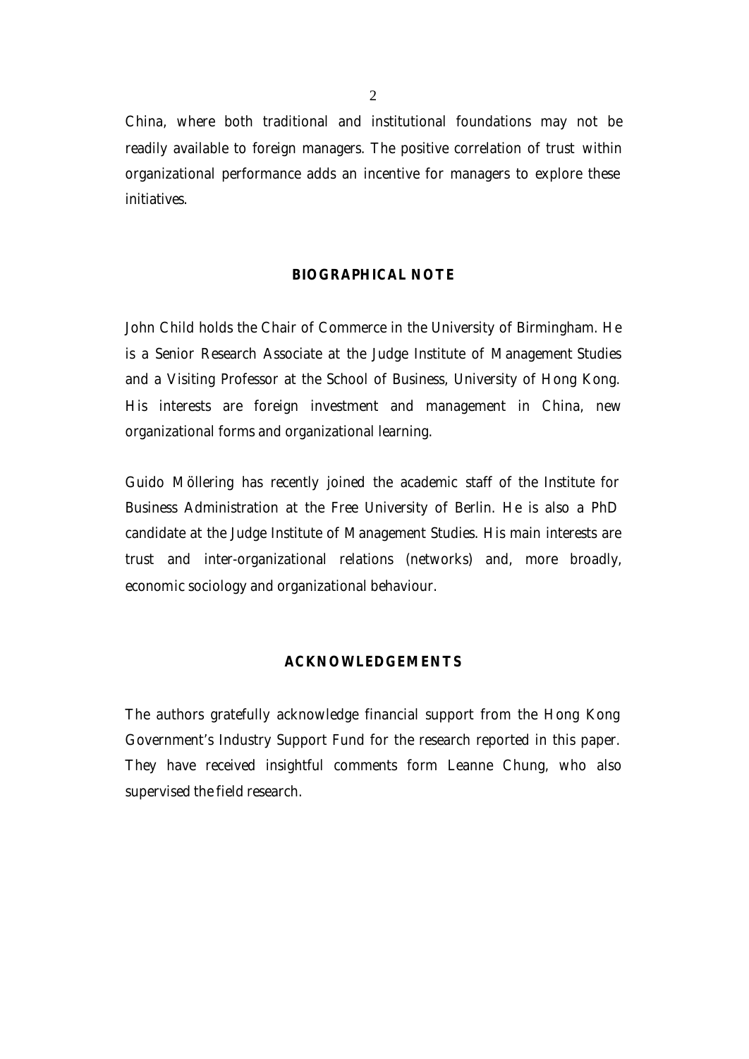China, where both traditional and institutional foundations may not be readily available to foreign managers. The positive correlation of trust within organizational performance adds an incentive for managers to explore these initiatives.

## BIOGRAPHICAL NOTE

John Child holds the Chair of Commerce in the University of Birmingham. He is a Senior Research Associate at the Judge Institute of Management Studies and a Visiting Professor at the School of Business, University of Hong Kong. His interests are foreign investment and management in China, new organizational forms and organizational learning.

Guido Möllering has recently joined the academic staff of the Institute for Business Administration at the Free University of Berlin. He is also a PhD candidate at the Judge Institute of Management Studies. His main interests are trust and inter-organizational relations (networks) and, more broadly, economic sociology and organizational behaviour.

## ACKNOWLEDGEMENTS

The authors gratefully acknowledge financial support from the Hong Kong Government's Industry Support Fund for the research reported in this paper. They have received insightful comments form Leanne Chung, who also supervised the field research.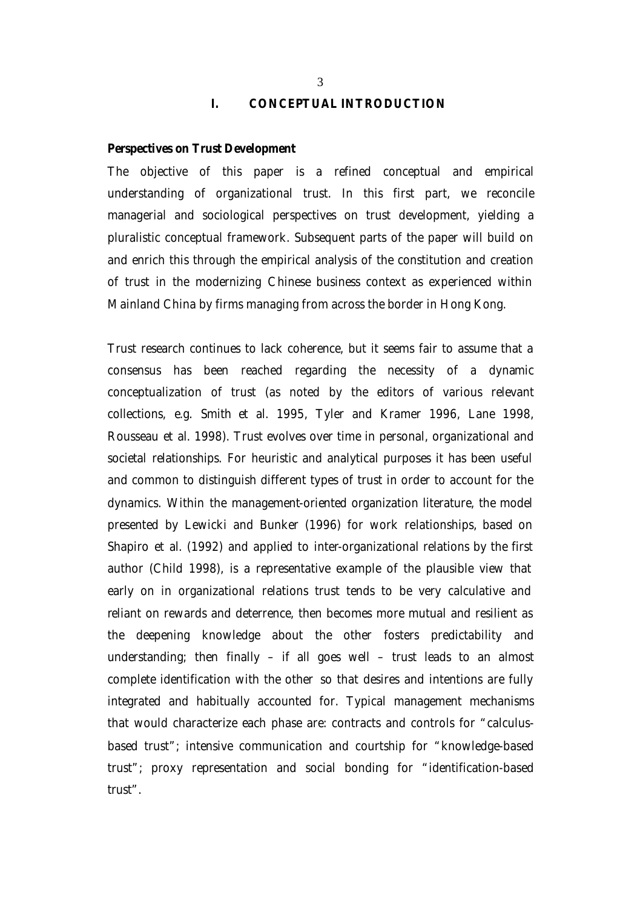# I. CONCEPTUAL INTRODUCTION

## Perspectives on Trust Development

The objective of this paper is a refined conceptual and empirical understanding of organizational trust. In this first part, we reconcile managerial and sociological perspectives on trust development, yielding a pluralistic conceptual framework. Subsequent parts of the paper will build on and enrich this through the empirical analysis of the constitution and creation of trust in the modernizing Chinese business context as experienced within Mainland China by firms managing from across the border in Hong Kong.

Trust research continues to lack coherence, but it seems fair to assume that a consensus has been reached regarding the necessity of a dynamic conceptualization of trust (as noted by the editors of various relevant collections, e.g. Smith et al. 1995, Tyler and Kramer 1996, Lane 1998, Rousseau et al. 1998). Trust evolves over time in personal, organizational and societal relationships. For heuristic and analytical purposes it has been useful and common to distinguish different types of trust in order to account for the dynamics. Within the management-oriented organization literature, the model presented by Lewicki and Bunker (1996) for work relationships, based on Shapiro et al. (1992) and applied to inter-organizational relations by the first author (Child 1998), is a representative example of the plausible view that early on in organizational relations trust tends to be very calculative and reliant on rewards and deterrence, then becomes more mutual and resilient as the deepening knowledge about the other fosters predictability and understanding; then finally – if all goes well – trust leads to an almost complete identification with the other so that desires and intentions are fully integrated and habitually accounted for. Typical management mechanisms that would characterize each phase are: contracts and controls for "calculus-based trust"; intensive communication and courtship for "knowledge-based trust"; proxy representation and social bonding for "identification-based trust".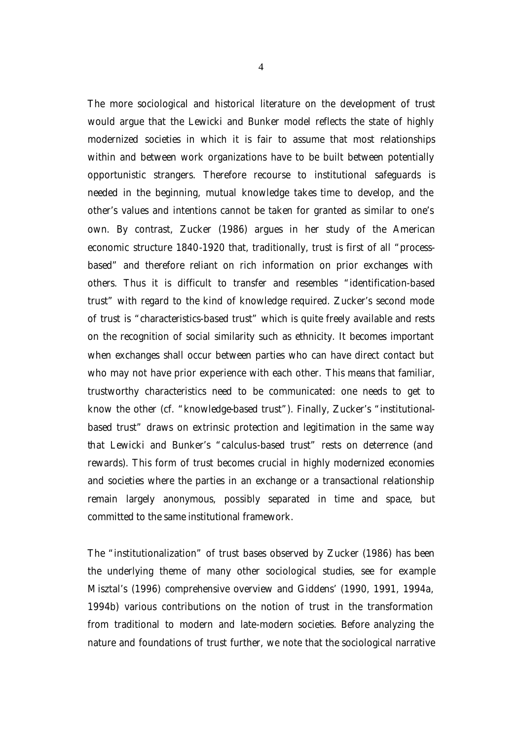The more sociological and historical literature on the development of trust would argue that the Lewicki and Bunker model reflects the state of highly modernized societies in which it is fair to assume that most relationships within and between work organizations have to be built between potentially opportunistic strangers. Therefore recourse to institutional safeguards is needed in the beginning, mutual knowledge takes time to develop, and the other's values and intentions cannot be taken for granted as similar to one's own. By contrast, Zucker (1986) argues in her study of the American economic structure 1840-1920 that, traditionally, trust is first of all "process-based" and therefore reliant on rich information on prior exchanges with others. Thus it is difficult to transfer and resembles "identification-based trust" with regard to the kind of knowledge required. Zucker's second mode of trust is "characteristics-based trust" which is quite freely available and rests on the recognition of social similarity such as ethnicity. It becomes important when exchanges shall occur between parties who can have direct contact but who may not have prior experience with each other. This means that familiar, trustworthy characteristics need to be communicated: one needs to get to know the other (cf. "knowledge-based trust"). Finally, Zucker's "institutional-based trust" draws on extrinsic protection and legitimation in the same way that Lewicki and Bunker's "calculus-based trust" rests on deterrence (and rewards). This form of trust becomes crucial in highly modernized economies and societies where the parties in an exchange or a transactional relationship remain largely anonymous, possibly separated in time and space, but committed to the same institutional framework.

The "institutionalization" of trust bases observed by Zucker (1986) has been the underlying theme of many other sociological studies, see for example Misztal's (1996) comprehensive overview and Giddens' (1990, 1991, 1994a, 1994b) various contributions on the notion of trust in the transformation from traditional to modern and late-modern societies. Before analyzing the nature and foundations of trust further, we note that the sociological narrative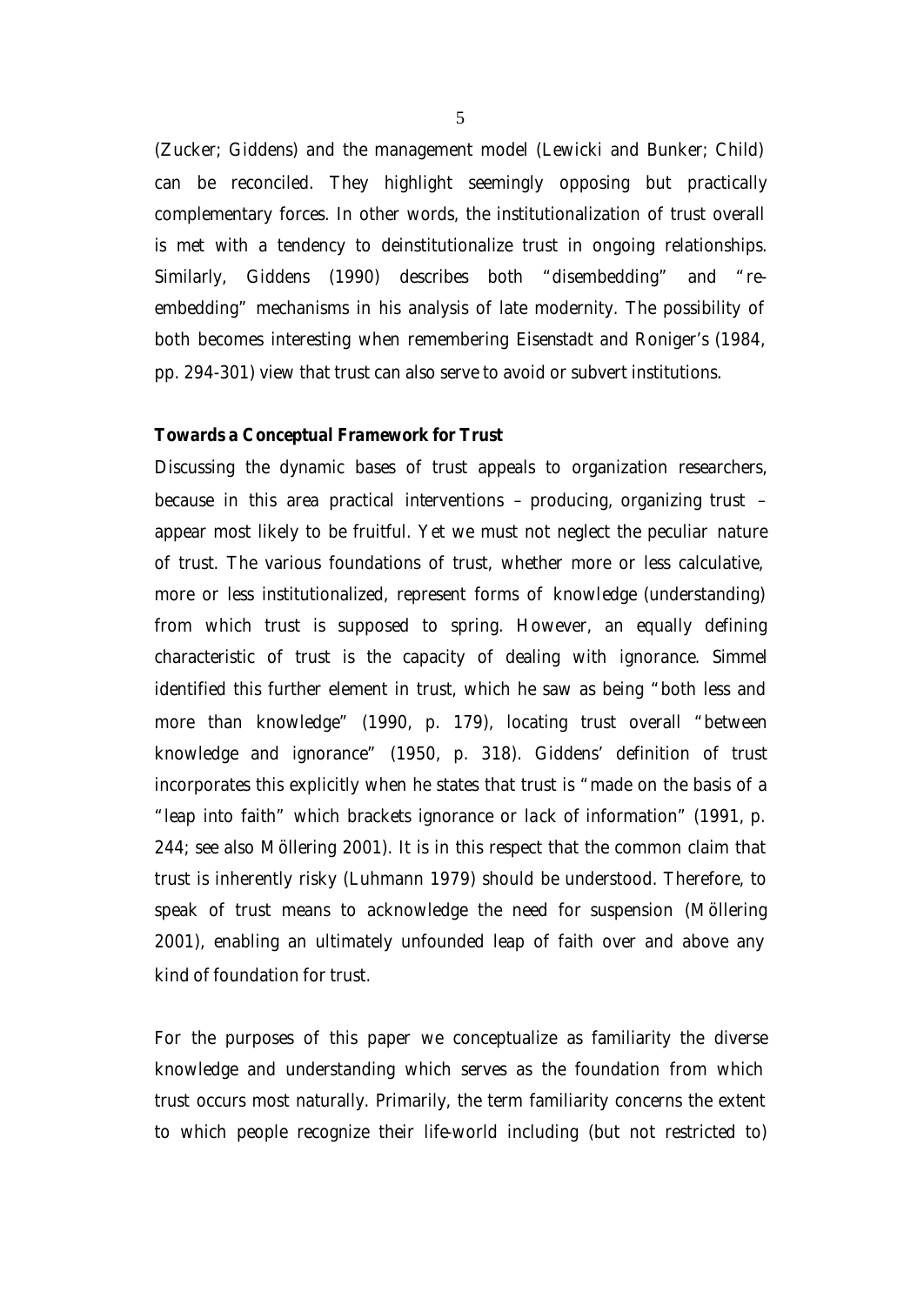(Zucker; Giddens) and the management model (Lewicki and Bunker; Child) can be reconciled. They highlight seemingly opposing but practically complementary forces. In other words, the institutionalization of trust overall is met with a tendency to deinstitutionalize trust in ongoing relationships. Similarly, Giddens (1990) describes both "disembedding" and "re-embedding" mechanisms in his analysis of late modernity. The possibility of both becomes interesting when remembering Eisenstadt and Roniger's (1984, pp. 294-301) view that trust can also serve to avoid or subvert institutions.

**Towards a Conceptual Framework for Trust**

Discussing the dynamic bases of trust appeals to organization researchers, because in this area practical interventions – producing, organizing trust – appear most likely to be fruitful. Yet we must not neglect the peculiar nature of trust. The various foundations of trust, whether more or less calculative, more or less institutionalized, represent forms of knowledge (understanding) from which trust is supposed to spring. However, an equally defining characteristic of trust is the capacity of dealing with ignorance. Simmel identified this further element in trust, which he saw as being "both less and more than knowledge" (1990, p. 179), locating trust overall "between knowledge and ignorance" (1950, p. 318). Giddens' definition of trust incorporates this explicitly when he states that trust is "made on the basis of a "leap into faith" which brackets ignorance or lack of information" (1991, p. 244; see also Möllering 2001). It is in this respect that the common claim that trust is inherently risky (Luhmann 1979) should be understood. Therefore, to speak of trust means to acknowledge the need for suspension (Möllering 2001), enabling an ultimately unfounded leap of faith over and above any kind of foundation for trust.

For the purposes of this paper we conceptualize as familiarity the diverse knowledge and understanding which serves as the foundation from which trust occurs most naturally. Primarily, the term familiarity concerns the extent to which people recognize their life-world including (but not restricted to)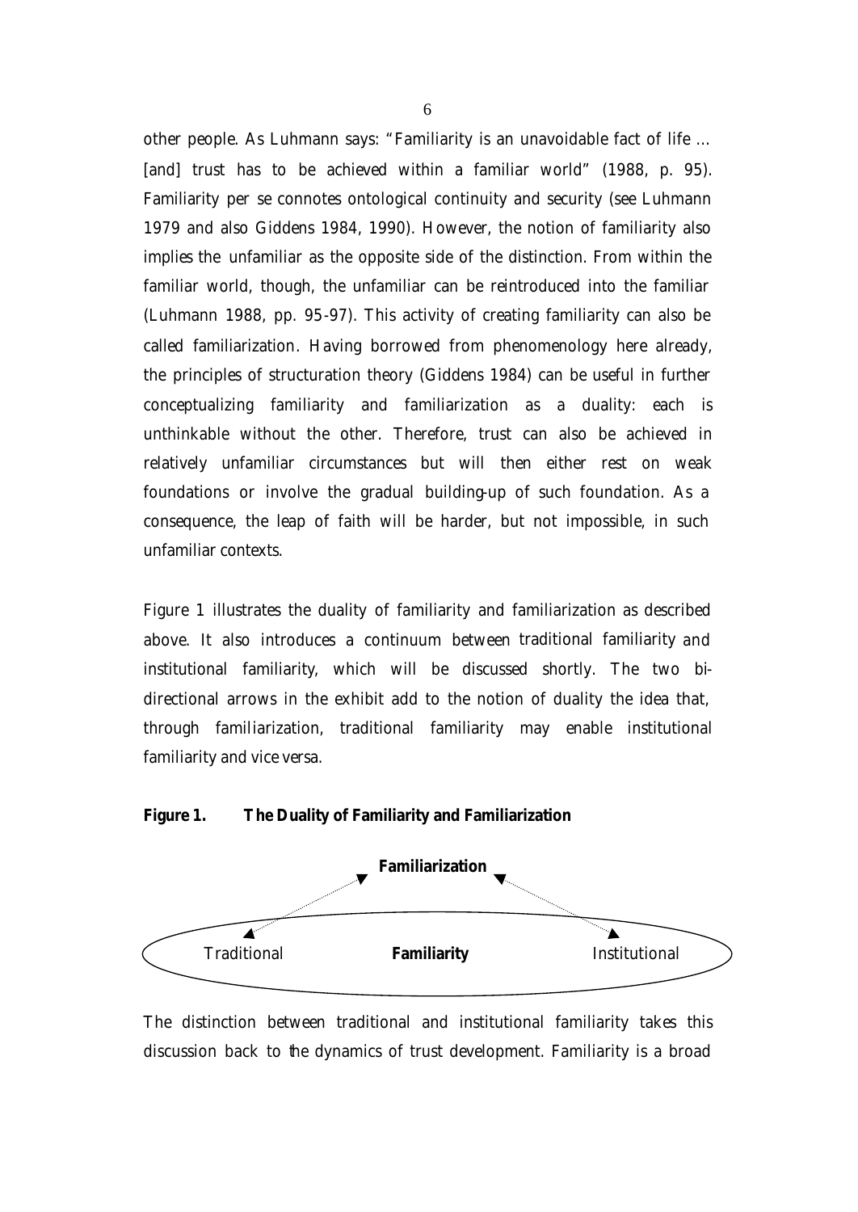other people. As Luhmann says: "Familiarity is an unavoidable fact of life ... [and] trust has to be achieved within a familiar world" (1988, p. 95). Familiarity per se connotes ontological continuity and security (see Luhmann 1979 and also Giddens 1984, 1990). However, the notion of familiarity also implies the unfamiliar as the opposite side of the distinction. From within the familiar world, though, the unfamiliar can be reintroduced into the familiar (Luhmann 1988, pp. 95-97). This activity of creating familiarity can also be called familiarization. Having borrowed from phenomenology here already, the principles of structuration theory (Giddens 1984) can be useful in further conceptualizing familiarity and familiarization as a duality: each is unthinkable without the other. Therefore, trust can also be achieved in relatively unfamiliar circumstances but will then either rest on weak foundations or involve the gradual building-up of such foundation. As a consequence, the leap of faith will be harder, but not impossible, in such unfamiliar contexts.

Figure 1 illustrates the duality of familiarity and familiarization as described above. It also introduces a continuum between traditional familiarity and institutional familiarity, which will be discussed shortly. The two bi-directional arrows in the exhibit add to the notion of duality the idea that, through familiarization, traditional familiarity may enable institutional familiarity and vice versa.

**Figure 1. The Duality of Familiarity and Familiarization**

**Familiarization**

Traditional **Familiarity** Institutional

The distinction between traditional and institutional familiarity takes this discussion back to the dynamics of trust development. Familiarity is a broad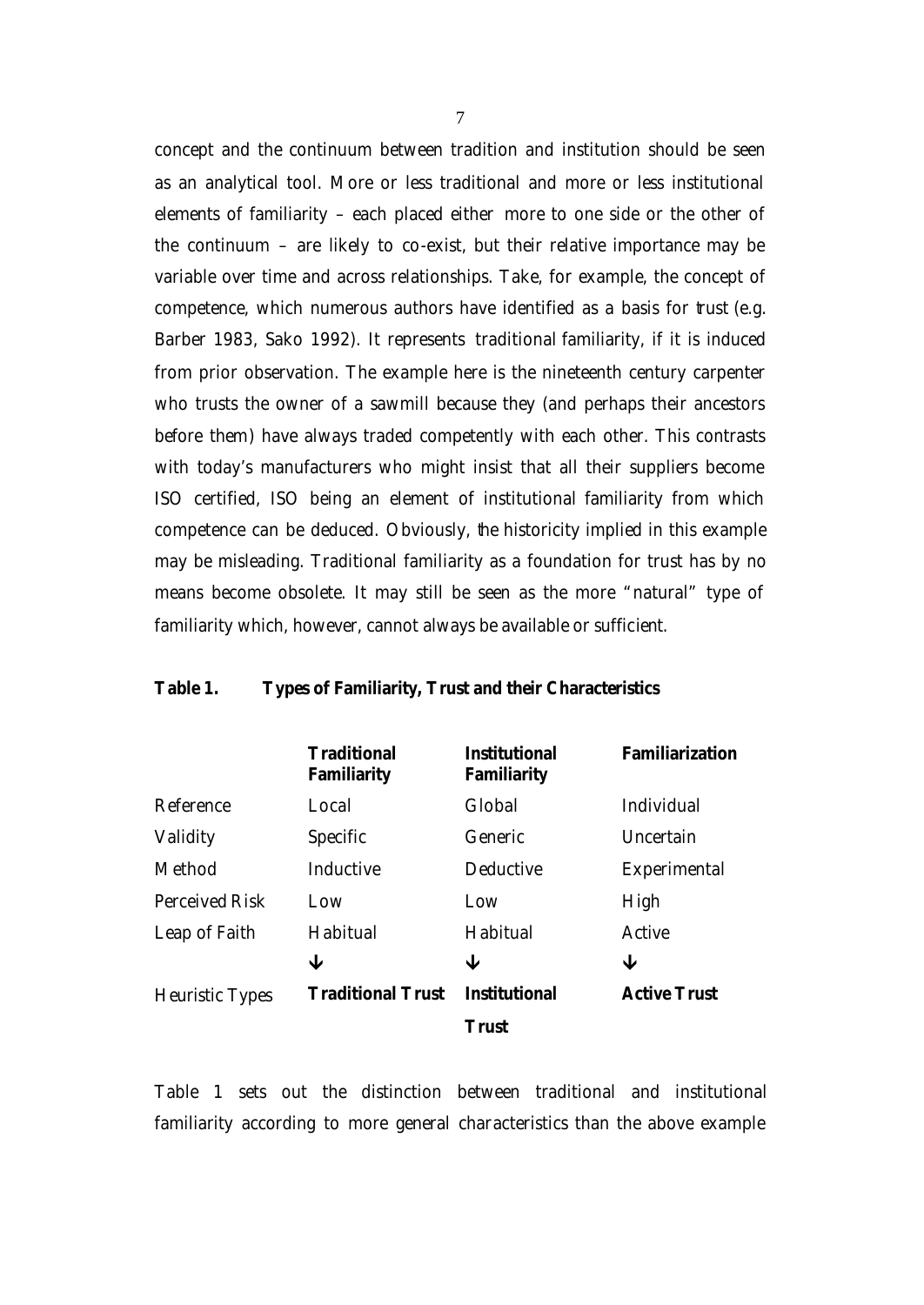concept and the continuum between tradition and institution should be seen as an analytical tool. More or less traditional and more or less institutional elements of familiarity – each placed either more to one side or the other of the continuum – are likely to co-exist, but their relative importance may be variable over time and across relationships. Take, for example, the concept of competence, which numerous authors have identified as a basis for trust (e.g. Barber 1983, Sako 1992). It represents traditional familiarity, if it is induced from prior observation. The example here is the nineteenth century carpenter who trusts the owner of a sawmill because they (and perhaps their ancestors before them) have always traded competently with each other. This contrasts with today's manufacturers who might insist that all their suppliers become ISO certified, ISO being an element of institutional familiarity from which competence can be deduced. Obviously, the historicity implied in this example may be misleading. Traditional familiarity as a foundation for trust has by no means become obsolete. It may still be seen as the more "natural" type of familiarity which, however, cannot always be available or sufficient.

**Table 1. Types of Familiarity, Trust and their Characteristics**

| | **Traditional Familiarity** | **Institutional Familiarity** | **Familiarization** |
|---|---|---|---|
| Reference | Local | Global | Individual |
| Validity | Specific | Generic | Uncertain |
| Method | Inductive | Deductive | Experimental |
| Perceived Risk | Low | Low | High |
| Leap of Faith | Habitual | Habitual | Active |
| | ↓ | ↓ | ↓ |
| Heuristic Types | **Traditional Trust** | **Institutional Trust** | **Active Trust** |

Table 1 sets out the distinction between traditional and institutional familiarity according to more general characteristics than the above example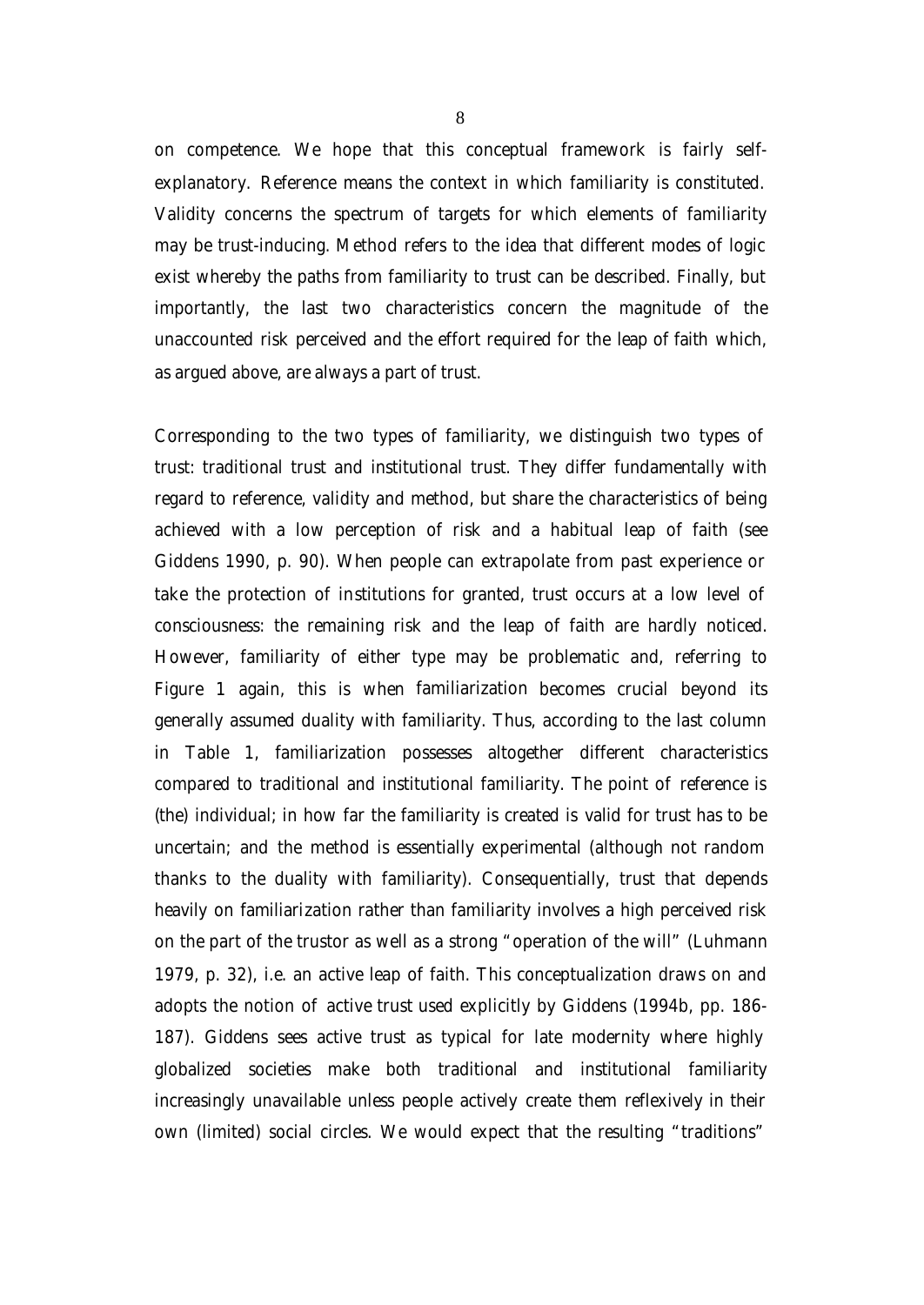on competence. We hope that this conceptual framework is fairly self-explanatory. Reference means the context in which familiarity is constituted. Validity concerns the spectrum of targets for which elements of familiarity may be trust-inducing. Method refers to the idea that different modes of logic exist whereby the paths from familiarity to trust can be described. Finally, but importantly, the last two characteristics concern the magnitude of the unaccounted risk perceived and the effort required for the leap of faith which, as argued above, are always a part of trust.

Corresponding to the two types of familiarity, we distinguish two types of trust: traditional trust and institutional trust. They differ fundamentally with regard to reference, validity and method, but share the characteristics of being achieved with a low perception of risk and a habitual leap of faith (see Giddens 1990, p. 90). When people can extrapolate from past experience or take the protection of institutions for granted, trust occurs at a low level of consciousness: the remaining risk and the leap of faith are hardly noticed. However, familiarity of either type may be problematic and, referring to Figure 1 again, this is when familiarization becomes crucial beyond its generally assumed duality with familiarity. Thus, according to the last column in Table 1, familiarization possesses altogether different characteristics compared to traditional and institutional familiarity. The point of reference is (the) individual; in how far the familiarity is created is valid for trust has to be uncertain; and the method is essentially experimental (although not random thanks to the duality with familiarity). Consequentially, trust that depends heavily on familiarization rather than familiarity involves a high perceived risk on the part of the trustor as well as a strong "operation of the will" (Luhmann 1979, p. 32), i.e. an active leap of faith. This conceptualization draws on and adopts the notion of active trust used explicitly by Giddens (1994b, pp. 186-187). Giddens sees active trust as typical for late modernity where highly globalized societies make both traditional and institutional familiarity increasingly unavailable unless people actively create them reflexively in their own (limited) social circles. We would expect that the resulting "traditions"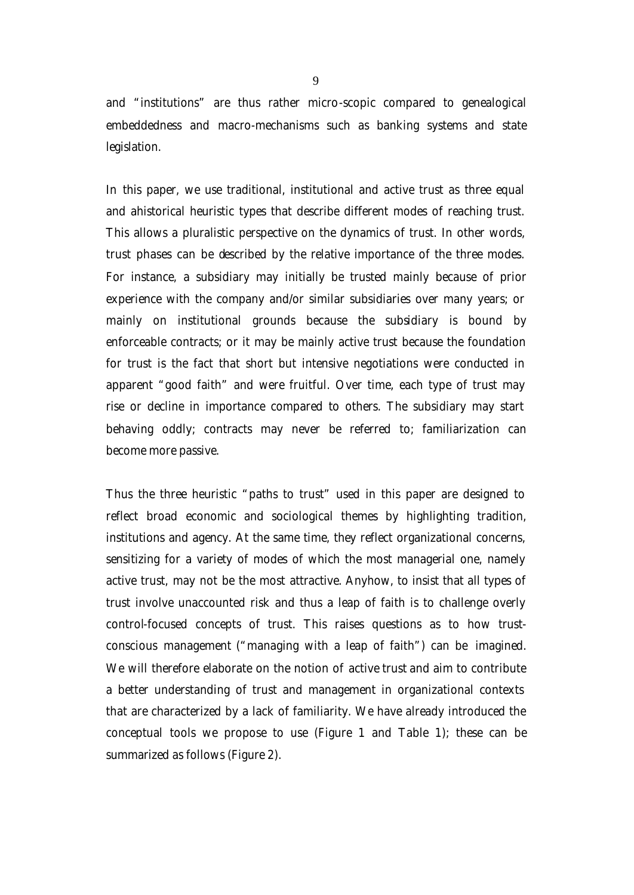and "institutions" are thus rather micro-scopic compared to genealogical embeddedness and macro-mechanisms such as banking systems and state legislation.

In this paper, we use traditional, institutional and active trust as three equal and ahistorical heuristic types that describe different modes of reaching trust. This allows a pluralistic perspective on the dynamics of trust. In other words, trust phases can be described by the relative importance of the three modes. For instance, a subsidiary may initially be trusted mainly because of prior experience with the company and/or similar subsidiaries over many years; or mainly on institutional grounds because the subsidiary is bound by enforceable contracts; or it may be mainly active trust because the foundation for trust is the fact that short but intensive negotiations were conducted in apparent "good faith" and were fruitful. Over time, each type of trust may rise or decline in importance compared to others. The subsidiary may start behaving oddly; contracts may never be referred to; familiarization can become more passive.

Thus the three heuristic "paths to trust" used in this paper are designed to reflect broad economic and sociological themes by highlighting tradition, institutions and agency. At the same time, they reflect organizational concerns, sensitizing for a variety of modes of which the most managerial one, namely active trust, may not be the most attractive. Anyhow, to insist that all types of trust involve unaccounted risk and thus a leap of faith is to challenge overly control-focused concepts of trust. This raises questions as to how trust-conscious management ("managing with a leap of faith") can be imagined. We will therefore elaborate on the notion of active trust and aim to contribute a better understanding of trust and management in organizational contexts that are characterized by a lack of familiarity. We have already introduced the conceptual tools we propose to use (Figure 1 and Table 1); these can be summarized as follows (Figure 2).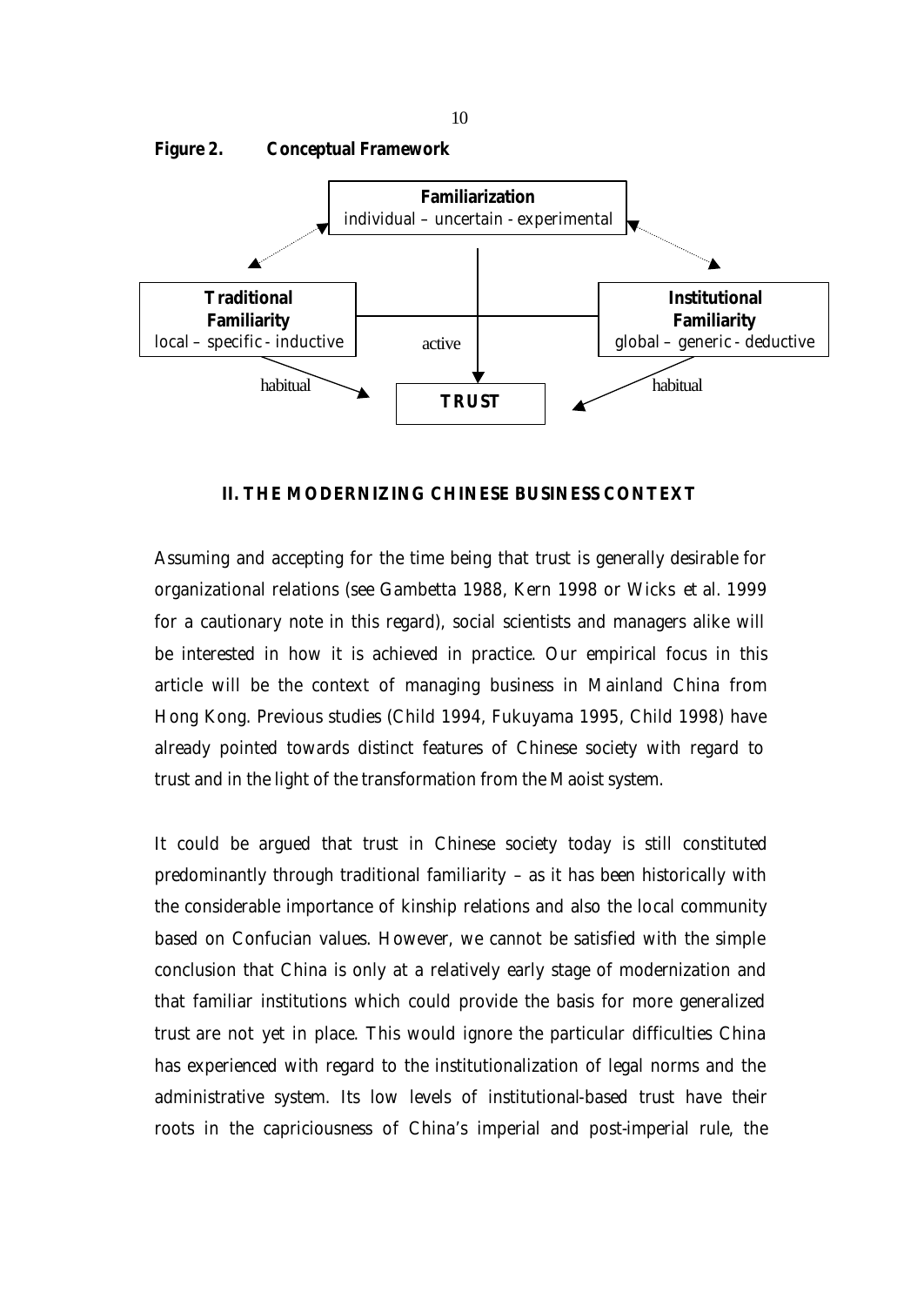**Figure 2. Conceptual Framework**

**Familiarization**
individual – uncertain - experimental

**Traditional Familiarity**
local – specific - inductive

**Institutional Familiarity**
global – generic - deductive

habitual

active

habitual

**TRUST**

## II. THE MODERNIZING CHINESE BUSINESS CONTEXT

Assuming and accepting for the time being that trust is generally desirable for organizational relations (see Gambetta 1988, Kern 1998 or Wicks et al. 1999 for a cautionary note in this regard), social scientists and managers alike will be interested in how it is achieved in practice. Our empirical focus in this article will be the context of managing business in Mainland China from Hong Kong. Previous studies (Child 1994, Fukuyama 1995, Child 1998) have already pointed towards distinct features of Chinese society with regard to trust and in the light of the transformation from the Maoist system.

It could be argued that trust in Chinese society today is still constituted predominantly through traditional familiarity – as it has been historically with the considerable importance of kinship relations and also the local community based on Confucian values. However, we cannot be satisfied with the simple conclusion that China is only at a relatively early stage of modernization and that familiar institutions which could provide the basis for more generalized trust are not yet in place. This would ignore the particular difficulties China has experienced with regard to the institutionalization of legal norms and the administrative system. Its low levels of institutional-based trust have their roots in the capriciousness of China's imperial and post-imperial rule, the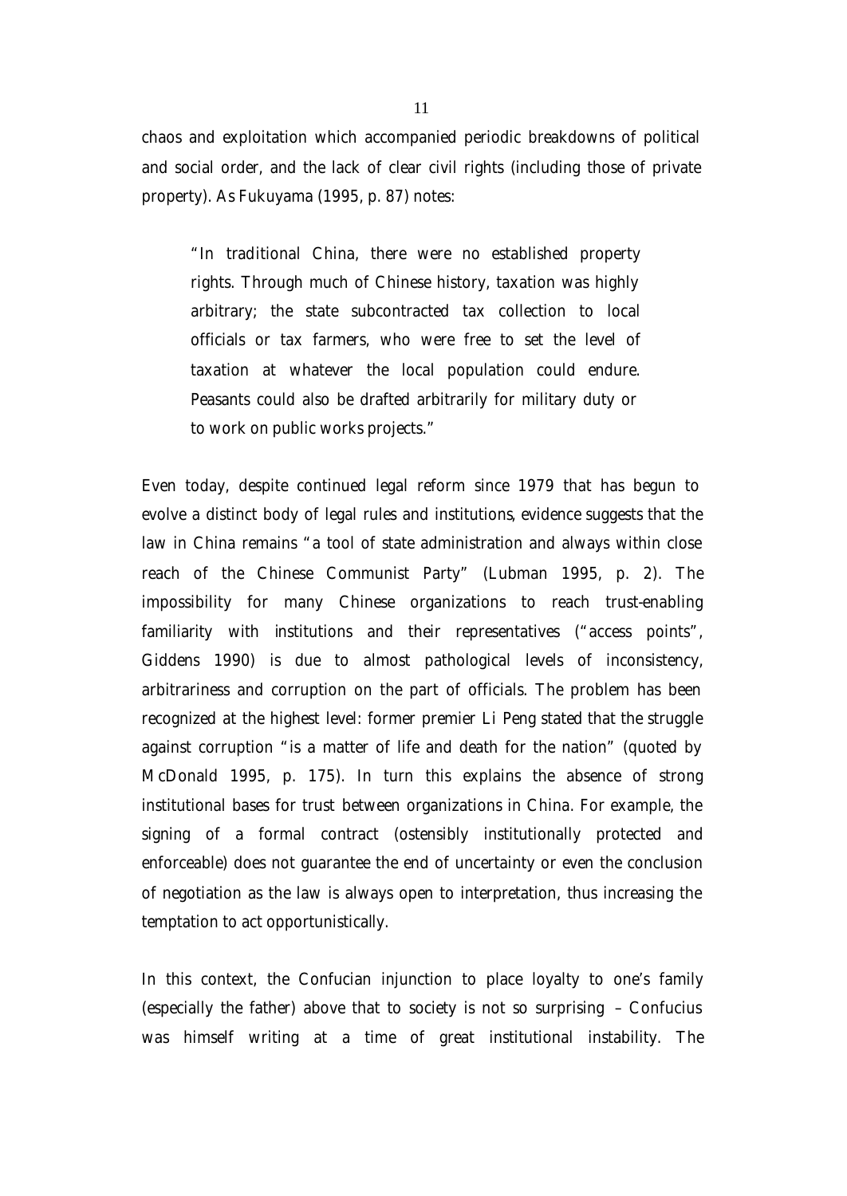chaos and exploitation which accompanied periodic breakdowns of political and social order, and the lack of clear civil rights (including those of private property). As Fukuyama (1995, p. 87) notes:

> "In traditional China, there were no established property rights. Through much of Chinese history, taxation was highly arbitrary; the state subcontracted tax collection to local officials or tax farmers, who were free to set the level of taxation at whatever the local population could endure. Peasants could also be drafted arbitrarily for military duty or to work on public works projects."

Even today, despite continued legal reform since 1979 that has begun to evolve a distinct body of legal rules and institutions, evidence suggests that the law in China remains "a tool of state administration and always within close reach of the Chinese Communist Party" (Lubman 1995, p. 2). The impossibility for many Chinese organizations to reach trust-enabling familiarity with institutions and their representatives ("access points", Giddens 1990) is due to almost pathological levels of inconsistency, arbitrariness and corruption on the part of officials. The problem has been recognized at the highest level: former premier Li Peng stated that the struggle against corruption "is a matter of life and death for the nation" (quoted by McDonald 1995, p. 175). In turn this explains the absence of strong institutional bases for trust between organizations in China. For example, the signing of a formal contract (ostensibly institutionally protected and enforceable) does not guarantee the end of uncertainty or even the conclusion of negotiation as the law is always open to interpretation, thus increasing the temptation to act opportunistically.

In this context, the Confucian injunction to place loyalty to one's family (especially the father) above that to society is not so surprising – Confucius was himself writing at a time of great institutional instability. The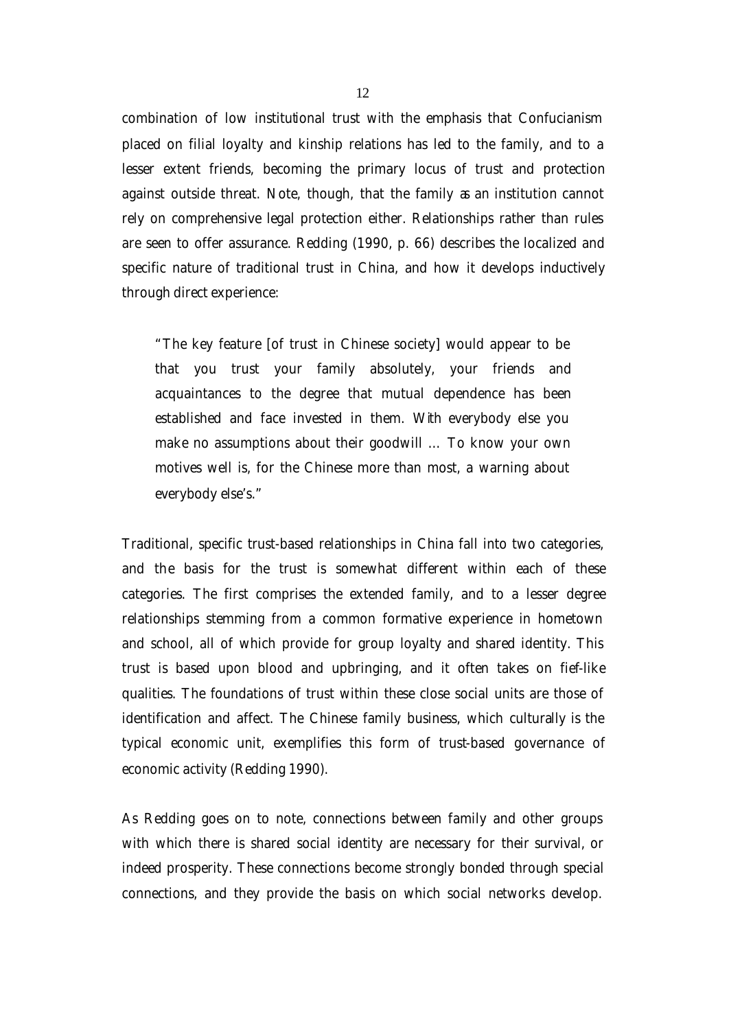combination of low institutional trust with the emphasis that Confucianism placed on filial loyalty and kinship relations has led to the family, and to a lesser extent friends, becoming the primary locus of trust and protection against outside threat. Note, though, that the family as an institution cannot rely on comprehensive legal protection either. Relationships rather than rules are seen to offer assurance. Redding (1990, p. 66) describes the localized and specific nature of traditional trust in China, and how it develops inductively through direct experience:

> "The key feature [of trust in Chinese society] would appear to be that you trust your family absolutely, your friends and acquaintances to the degree that mutual dependence has been established and face invested in them. With everybody else you make no assumptions about their goodwill … To know your own motives well is, for the Chinese more than most, a warning about everybody else's."

Traditional, specific trust-based relationships in China fall into two categories, and the basis for the trust is somewhat different within each of these categories. The first comprises the extended family, and to a lesser degree relationships stemming from a common formative experience in hometown and school, all of which provide for group loyalty and shared identity. This trust is based upon blood and upbringing, and it often takes on fief-like qualities. The foundations of trust within these close social units are those of identification and affect. The Chinese family business, which culturally is the typical economic unit, exemplifies this form of trust-based governance of economic activity (Redding 1990).

As Redding goes on to note, connections between family and other groups with which there is shared social identity are necessary for their survival, or indeed prosperity. These connections become strongly bonded through special connections, and they provide the basis on which social networks develop.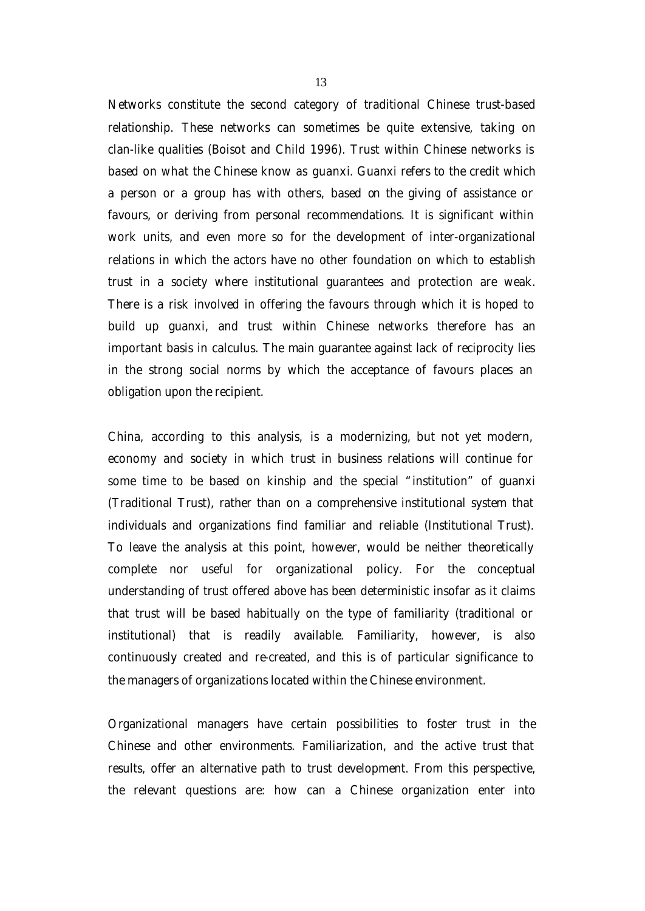Networks constitute the second category of traditional Chinese trust-based relationship. These networks can sometimes be quite extensive, taking on clan-like qualities (Boisot and Child 1996). Trust within Chinese networks is based on what the Chinese know as guanxi. Guanxi refers to the credit which a person or a group has with others, based on the giving of assistance or favours, or deriving from personal recommendations. It is significant within work units, and even more so for the development of inter-organizational relations in which the actors have no other foundation on which to establish trust in a society where institutional guarantees and protection are weak. There is a risk involved in offering the favours through which it is hoped to build up guanxi, and trust within Chinese networks therefore has an important basis in calculus. The main guarantee against lack of reciprocity lies in the strong social norms by which the acceptance of favours places an obligation upon the recipient.

China, according to this analysis, is a modernizing, but not yet modern, economy and society in which trust in business relations will continue for some time to be based on kinship and the special "institution" of guanxi (Traditional Trust), rather than on a comprehensive institutional system that individuals and organizations find familiar and reliable (Institutional Trust). To leave the analysis at this point, however, would be neither theoretically complete nor useful for organizational policy. For the conceptual understanding of trust offered above has been deterministic insofar as it claims that trust will be based habitually on the type of familiarity (traditional or institutional) that is readily available. Familiarity, however, is also continuously created and re-created, and this is of particular significance to the managers of organizations located within the Chinese environment.

Organizational managers have certain possibilities to foster trust in the Chinese and other environments. Familiarization, and the active trust that results, offer an alternative path to trust development. From this perspective, the relevant questions are: how can a Chinese organization enter into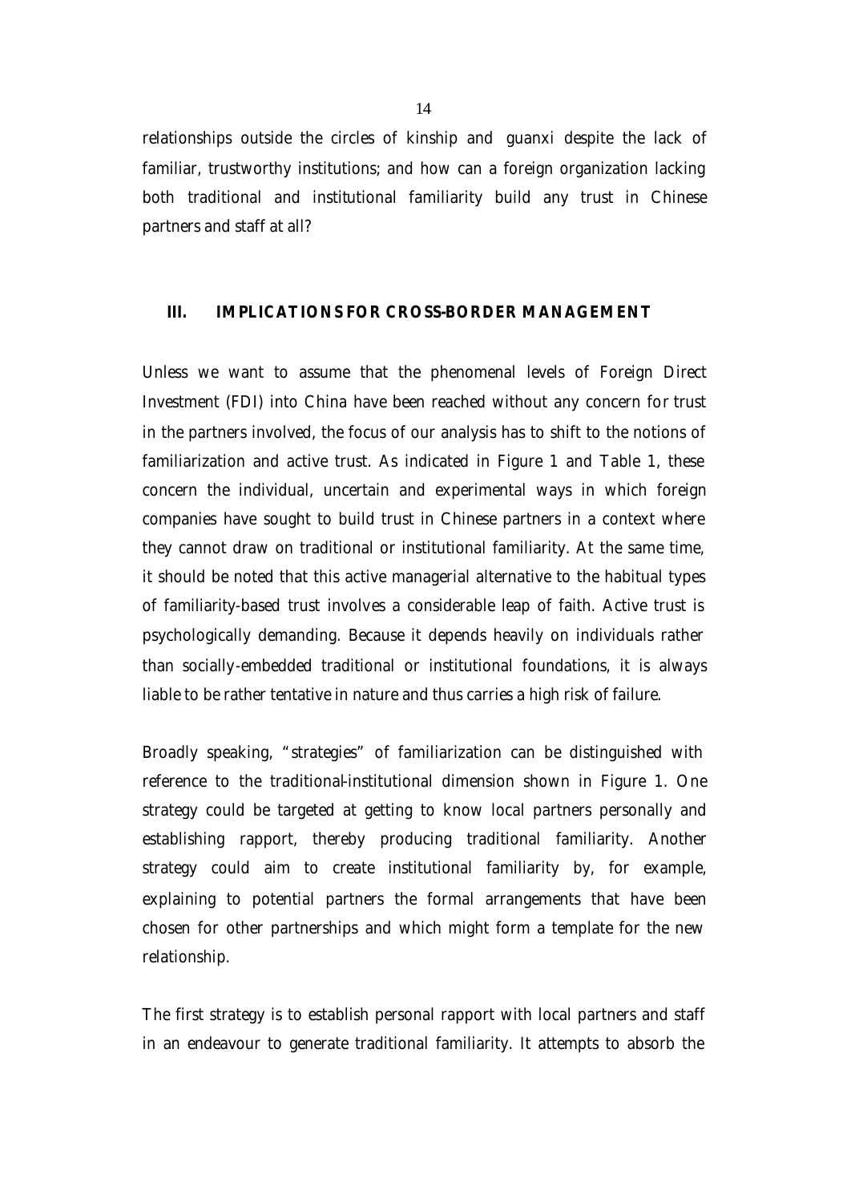relationships outside the circles of kinship and guanxi despite the lack of familiar, trustworthy institutions; and how can a foreign organization lacking both traditional and institutional familiarity build any trust in Chinese partners and staff at all?

## III. IMPLICATIONS FOR CROSS-BORDER MANAGEMENT

Unless we want to assume that the phenomenal levels of Foreign Direct Investment (FDI) into China have been reached without any concern for trust in the partners involved, the focus of our analysis has to shift to the notions of familiarization and active trust. As indicated in Figure 1 and Table 1, these concern the individual, uncertain and experimental ways in which foreign companies have sought to build trust in Chinese partners in a context where they cannot draw on traditional or institutional familiarity. At the same time, it should be noted that this active managerial alternative to the habitual types of familiarity-based trust involves a considerable leap of faith. Active trust is psychologically demanding. Because it depends heavily on individuals rather than socially-embedded traditional or institutional foundations, it is always liable to be rather tentative in nature and thus carries a high risk of failure.

Broadly speaking, "strategies" of familiarization can be distinguished with reference to the traditional-institutional dimension shown in Figure 1. One strategy could be targeted at getting to know local partners personally and establishing rapport, thereby producing traditional familiarity. Another strategy could aim to create institutional familiarity by, for example, explaining to potential partners the formal arrangements that have been chosen for other partnerships and which might form a template for the new relationship.

The first strategy is to establish personal rapport with local partners and staff in an endeavour to generate traditional familiarity. It attempts to absorb the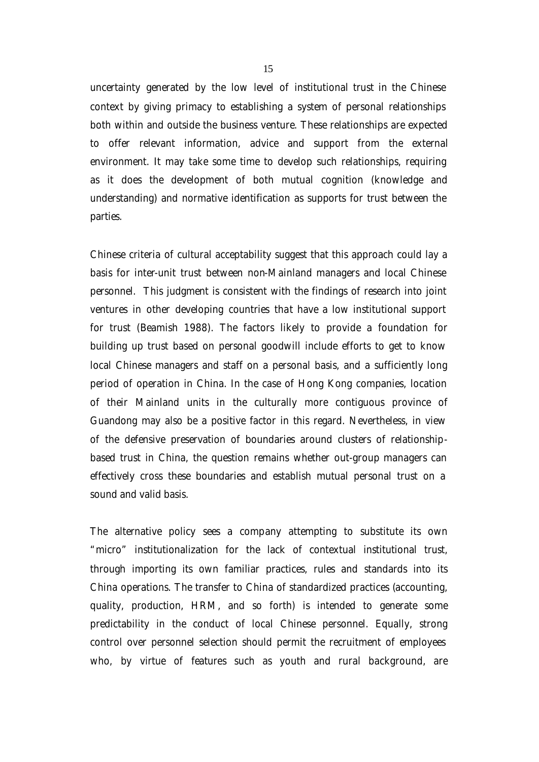uncertainty generated by the low level of institutional trust in the Chinese context by giving primacy to establishing a system of personal relationships both within and outside the business venture. These relationships are expected to offer relevant information, advice and support from the external environment. It may take some time to develop such relationships, requiring as it does the development of both mutual cognition (knowledge and understanding) and normative identification as supports for trust between the parties.

Chinese criteria of cultural acceptability suggest that this approach could lay a basis for inter-unit trust between non-Mainland managers and local Chinese personnel. This judgment is consistent with the findings of research into joint ventures in other developing countries that have a low institutional support for trust (Beamish 1988). The factors likely to provide a foundation for building up trust based on personal goodwill include efforts to get to know local Chinese managers and staff on a personal basis, and a sufficiently long period of operation in China. In the case of Hong Kong companies, location of their Mainland units in the culturally more contiguous province of Guandong may also be a positive factor in this regard. Nevertheless, in view of the defensive preservation of boundaries around clusters of relationship-based trust in China, the question remains whether out-group managers can effectively cross these boundaries and establish mutual personal trust on a sound and valid basis.

The alternative policy sees a company attempting to substitute its own "micro" institutionalization for the lack of contextual institutional trust, through importing its own familiar practices, rules and standards into its China operations. The transfer to China of standardized practices (accounting, quality, production, HRM, and so forth) is intended to generate some predictability in the conduct of local Chinese personnel. Equally, strong control over personnel selection should permit the recruitment of employees who, by virtue of features such as youth and rural background, are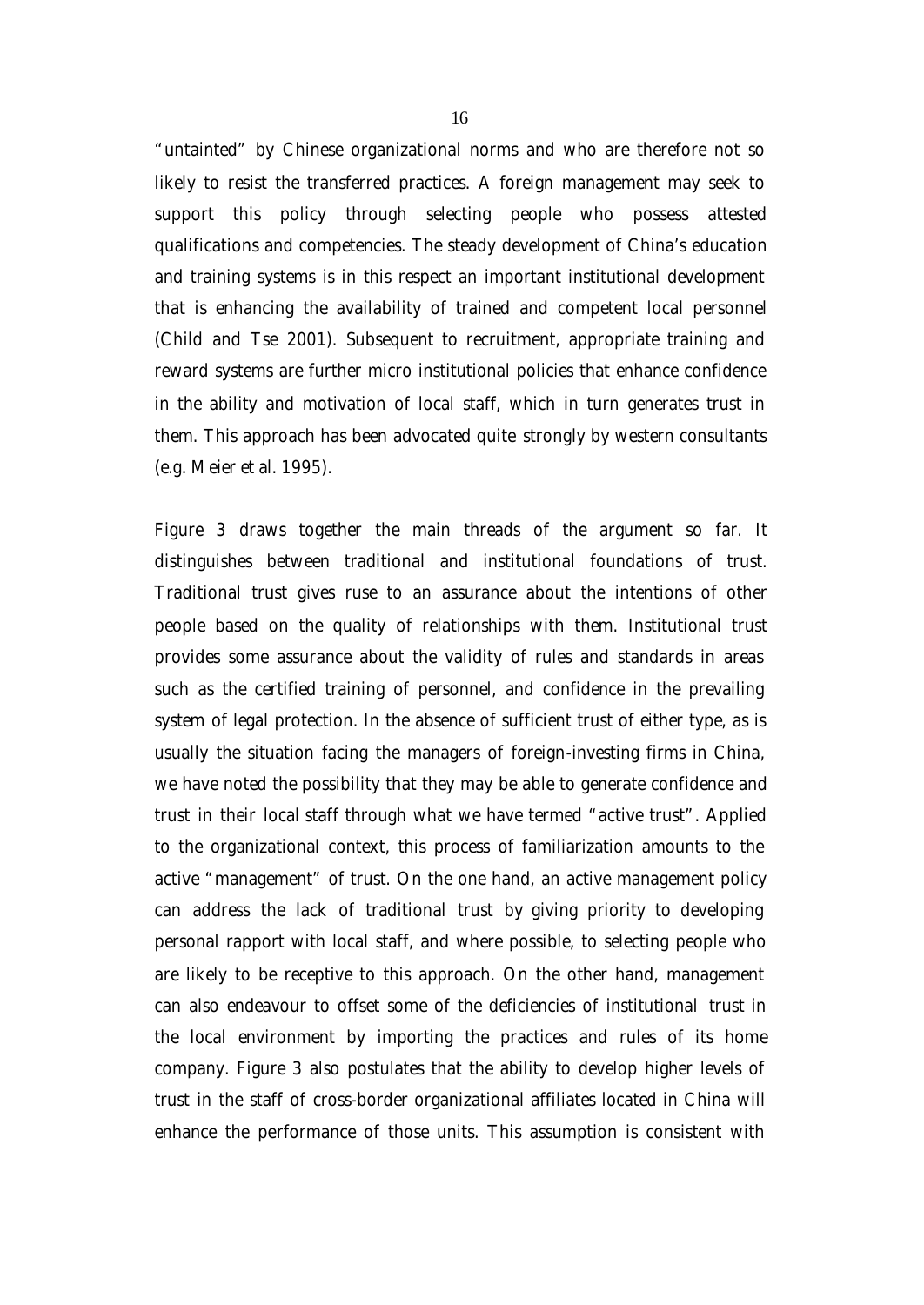"untainted" by Chinese organizational norms and who are therefore not so likely to resist the transferred practices. A foreign management may seek to support this policy through selecting people who possess attested qualifications and competencies. The steady development of China's education and training systems is in this respect an important institutional development that is enhancing the availability of trained and competent local personnel (Child and Tse 2001). Subsequent to recruitment, appropriate training and reward systems are further micro institutional policies that enhance confidence in the ability and motivation of local staff, which in turn generates trust in them. This approach has been advocated quite strongly by western consultants (e.g. Meier et al. 1995).

Figure 3 draws together the main threads of the argument so far. It distinguishes between traditional and institutional foundations of trust. Traditional trust gives ruse to an assurance about the intentions of other people based on the quality of relationships with them. Institutional trust provides some assurance about the validity of rules and standards in areas such as the certified training of personnel, and confidence in the prevailing system of legal protection. In the absence of sufficient trust of either type, as is usually the situation facing the managers of foreign-investing firms in China, we have noted the possibility that they may be able to generate confidence and trust in their local staff through what we have termed "active trust". Applied to the organizational context, this process of familiarization amounts to the active "management" of trust. On the one hand, an active management policy can address the lack of traditional trust by giving priority to developing personal rapport with local staff, and where possible, to selecting people who are likely to be receptive to this approach. On the other hand, management can also endeavour to offset some of the deficiencies of institutional trust in the local environment by importing the practices and rules of its home company. Figure 3 also postulates that the ability to develop higher levels of trust in the staff of cross-border organizational affiliates located in China will enhance the performance of those units. This assumption is consistent with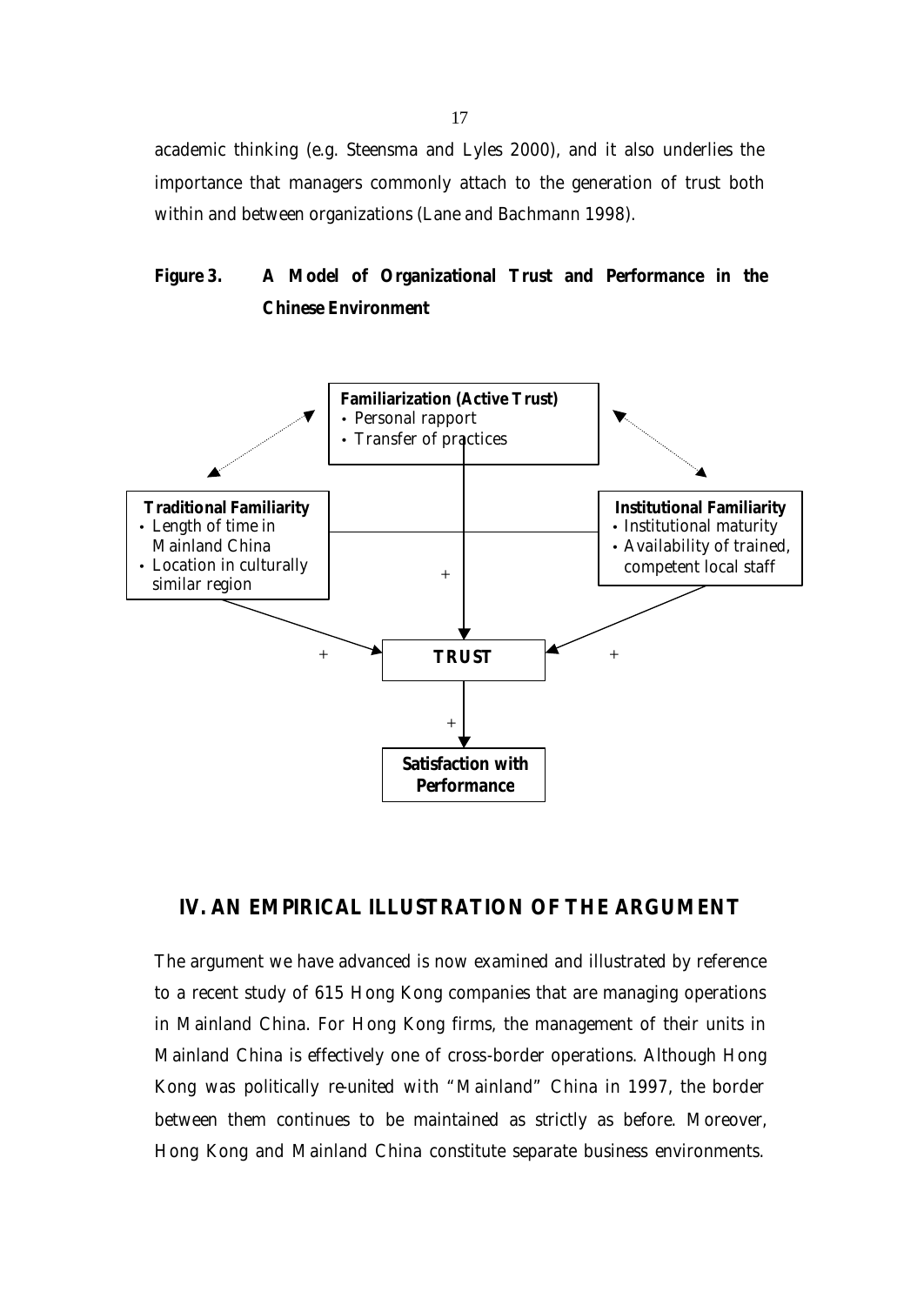academic thinking (e.g. Steensma and Lyles 2000), and it also underlies the importance that managers commonly attach to the generation of trust both within and between organizations (Lane and Bachmann 1998).

**Figure 3. A Model of Organizational Trust and Performance in the Chinese Environment**

**Familiarization (Active Trust)**
- Personal rapport
- Transfer of practices

**Traditional Familiarity**
- Length of time in Mainland China
- Location in culturally similar region

**Institutional Familiarity**
- Institutional maturity
- Availability of trained, competent local staff

+ + +

**TRUST**

+

**Satisfaction with Performance**

## IV. AN EMPIRICAL ILLUSTRATION OF THE ARGUMENT

The argument we have advanced is now examined and illustrated by reference to a recent study of 615 Hong Kong companies that are managing operations in Mainland China. For Hong Kong firms, the management of their units in Mainland China is effectively one of cross-border operations. Although Hong Kong was politically re-united with "Mainland" China in 1997, the border between them continues to be maintained as strictly as before. Moreover, Hong Kong and Mainland China constitute separate business environments.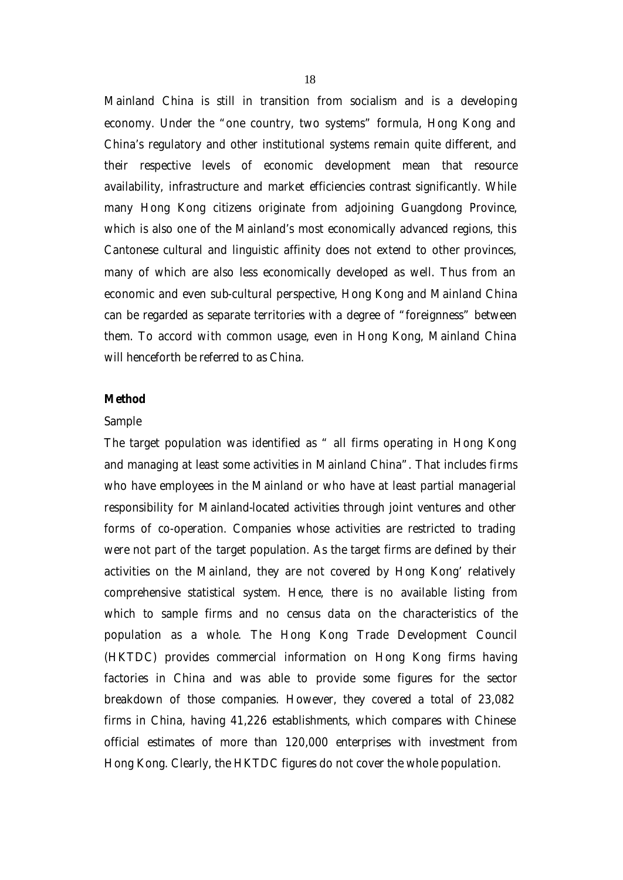Mainland China is still in transition from socialism and is a developing economy. Under the "one country, two systems" formula, Hong Kong and China's regulatory and other institutional systems remain quite different, and their respective levels of economic development mean that resource availability, infrastructure and market efficiencies contrast significantly. While many Hong Kong citizens originate from adjoining Guangdong Province, which is also one of the Mainland's most economically advanced regions, this Cantonese cultural and linguistic affinity does not extend to other provinces, many of which are also less economically developed as well. Thus from an economic and even sub-cultural perspective, Hong Kong and Mainland China can be regarded as separate territories with a degree of "foreignness" between them. To accord with common usage, even in Hong Kong, Mainland China will henceforth be referred to as China.

## Method

### Sample

The target population was identified as " all firms operating in Hong Kong and managing at least some activities in Mainland China". That includes firms who have employees in the Mainland or who have at least partial managerial responsibility for Mainland-located activities through joint ventures and other forms of co-operation. Companies whose activities are restricted to trading were not part of the target population. As the target firms are defined by their activities on the Mainland, they are not covered by Hong Kong' relatively comprehensive statistical system. Hence, there is no available listing from which to sample firms and no census data on the characteristics of the population as a whole. The Hong Kong Trade Development Council (HKTDC) provides commercial information on Hong Kong firms having factories in China and was able to provide some figures for the sector breakdown of those companies. However, they covered a total of 23,082 firms in China, having 41,226 establishments, which compares with Chinese official estimates of more than 120,000 enterprises with investment from Hong Kong. Clearly, the HKTDC figures do not cover the whole population.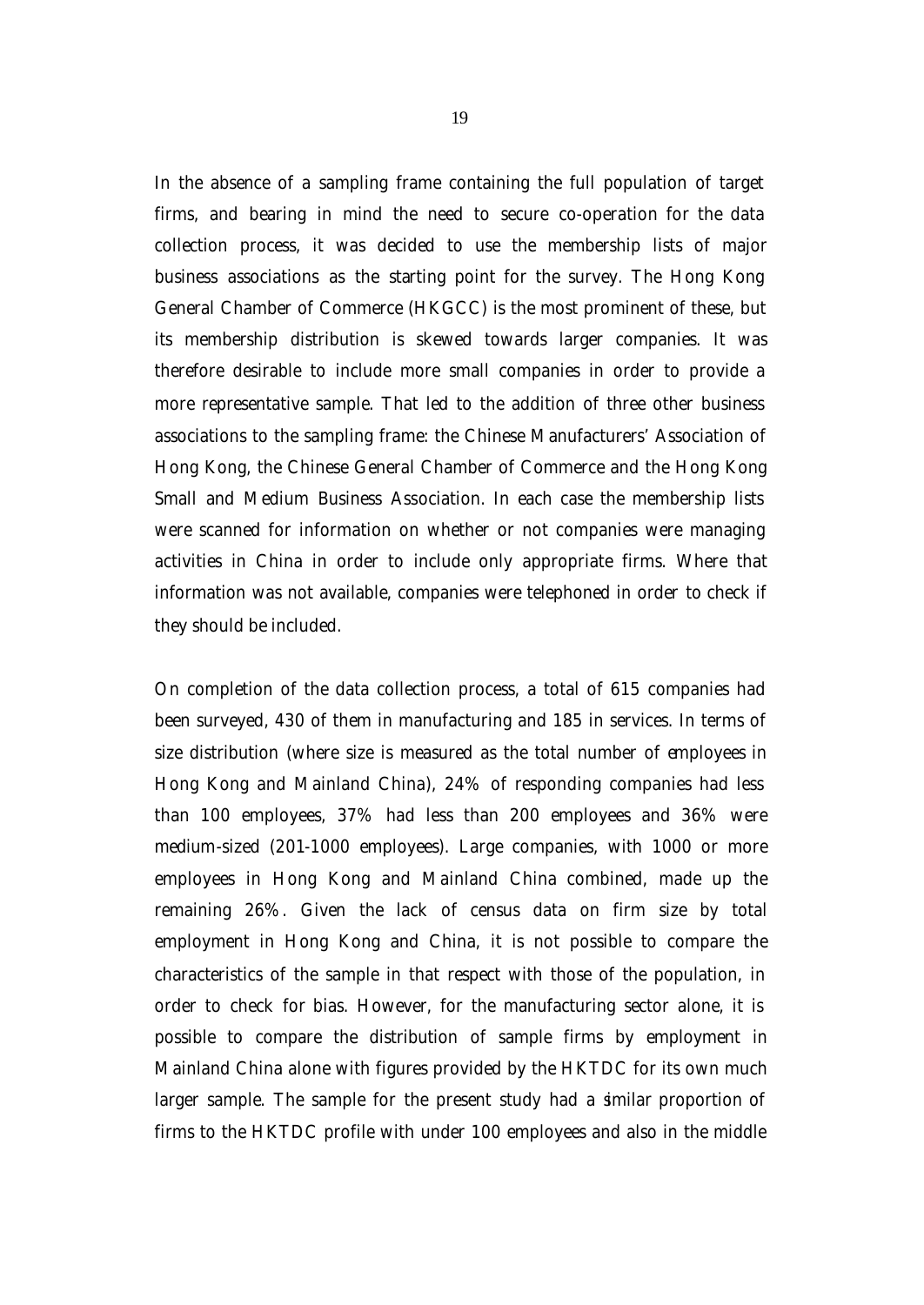In the absence of a sampling frame containing the full population of target firms, and bearing in mind the need to secure co-operation for the data collection process, it was decided to use the membership lists of major business associations as the starting point for the survey. The Hong Kong General Chamber of Commerce (HKGCC) is the most prominent of these, but its membership distribution is skewed towards larger companies. It was therefore desirable to include more small companies in order to provide a more representative sample. That led to the addition of three other business associations to the sampling frame: the Chinese Manufacturers' Association of Hong Kong, the Chinese General Chamber of Commerce and the Hong Kong Small and Medium Business Association. In each case the membership lists were scanned for information on whether or not companies were managing activities in China in order to include only appropriate firms. Where that information was not available, companies were telephoned in order to check if they should be included.

On completion of the data collection process, a total of 615 companies had been surveyed, 430 of them in manufacturing and 185 in services. In terms of size distribution (where size is measured as the total number of employees in Hong Kong and Mainland China), 24% of responding companies had less than 100 employees, 37% had less than 200 employees and 36% were medium-sized (201-1000 employees). Large companies, with 1000 or more employees in Hong Kong and Mainland China combined, made up the remaining 26%. Given the lack of census data on firm size by total employment in Hong Kong and China, it is not possible to compare the characteristics of the sample in that respect with those of the population, in order to check for bias. However, for the manufacturing sector alone, it is possible to compare the distribution of sample firms by employment in Mainland China alone with figures provided by the HKTDC for its own much larger sample. The sample for the present study had a similar proportion of firms to the HKTDC profile with under 100 employees and also in the middle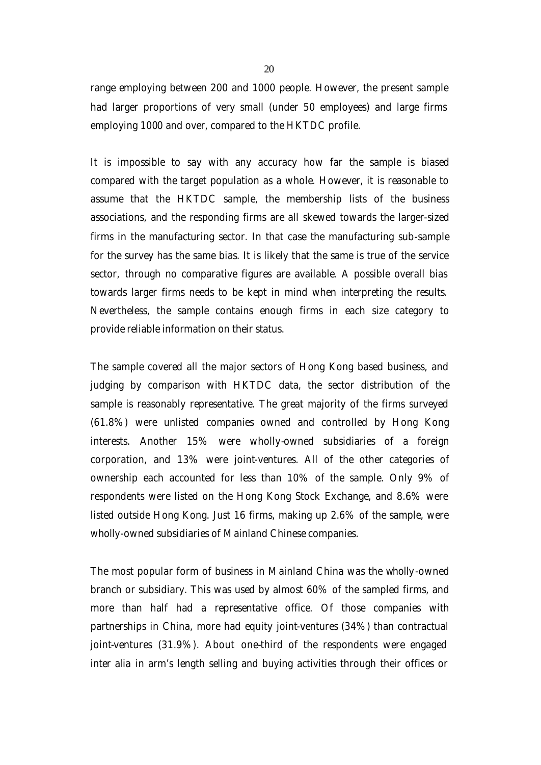range employing between 200 and 1000 people. However, the present sample had larger proportions of very small (under 50 employees) and large firms employing 1000 and over, compared to the HKTDC profile.

It is impossible to say with any accuracy how far the sample is biased compared with the target population as a whole. However, it is reasonable to assume that the HKTDC sample, the membership lists of the business associations, and the responding firms are all skewed towards the larger-sized firms in the manufacturing sector. In that case the manufacturing sub-sample for the survey has the same bias. It is likely that the same is true of the service sector, through no comparative figures are available. A possible overall bias towards larger firms needs to be kept in mind when interpreting the results. Nevertheless, the sample contains enough firms in each size category to provide reliable information on their status.

The sample covered all the major sectors of Hong Kong based business, and judging by comparison with HKTDC data, the sector distribution of the sample is reasonably representative. The great majority of the firms surveyed (61.8%) were unlisted companies owned and controlled by Hong Kong interests. Another 15% were wholly-owned subsidiaries of a foreign corporation, and 13% were joint-ventures. All of the other categories of ownership each accounted for less than 10% of the sample. Only 9% of respondents were listed on the Hong Kong Stock Exchange, and 8.6% were listed outside Hong Kong. Just 16 firms, making up 2.6% of the sample, were wholly-owned subsidiaries of Mainland Chinese companies.

The most popular form of business in Mainland China was the wholly-owned branch or subsidiary. This was used by almost 60% of the sampled firms, and more than half had a representative office. Of those companies with partnerships in China, more had equity joint-ventures (34%) than contractual joint-ventures (31.9%). About one-third of the respondents were engaged inter alia in arm's length selling and buying activities through their offices or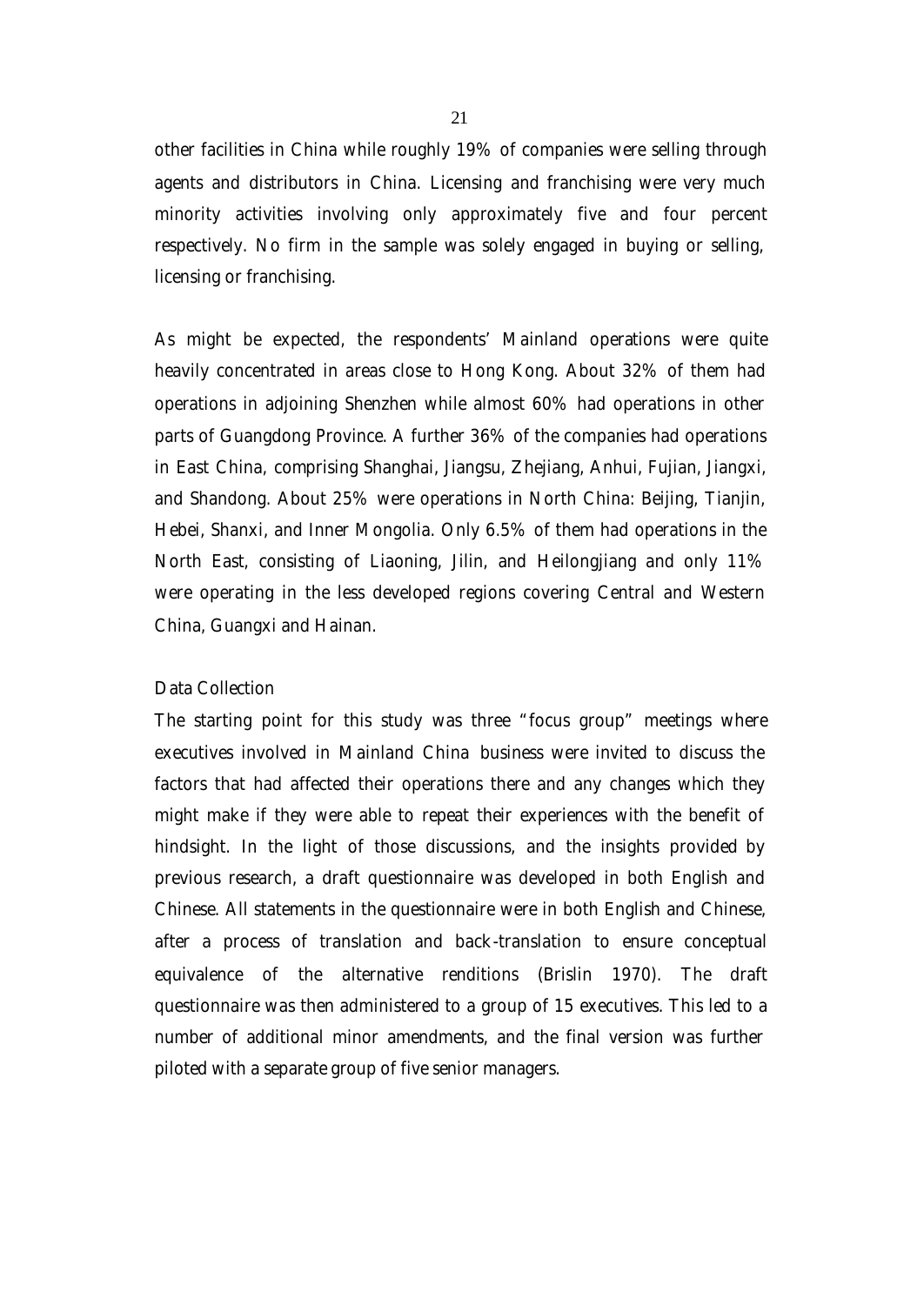other facilities in China while roughly 19% of companies were selling through agents and distributors in China. Licensing and franchising were very much minority activities involving only approximately five and four percent respectively. No firm in the sample was solely engaged in buying or selling, licensing or franchising.

As might be expected, the respondents' Mainland operations were quite heavily concentrated in areas close to Hong Kong. About 32% of them had operations in adjoining Shenzhen while almost 60% had operations in other parts of Guangdong Province. A further 36% of the companies had operations in East China, comprising Shanghai, Jiangsu, Zhejiang, Anhui, Fujian, Jiangxi, and Shandong. About 25% were operations in North China: Beijing, Tianjin, Hebei, Shanxi, and Inner Mongolia. Only 6.5% of them had operations in the North East, consisting of Liaoning, Jilin, and Heilongjiang and only 11% were operating in the less developed regions covering Central and Western China, Guangxi and Hainan.

### Data Collection

The starting point for this study was three "focus group" meetings where executives involved in Mainland China business were invited to discuss the factors that had affected their operations there and any changes which they might make if they were able to repeat their experiences with the benefit of hindsight. In the light of those discussions, and the insights provided by previous research, a draft questionnaire was developed in both English and Chinese. All statements in the questionnaire were in both English and Chinese, after a process of translation and back-translation to ensure conceptual equivalence of the alternative renditions (Brislin 1970). The draft questionnaire was then administered to a group of 15 executives. This led to a number of additional minor amendments, and the final version was further piloted with a separate group of five senior managers.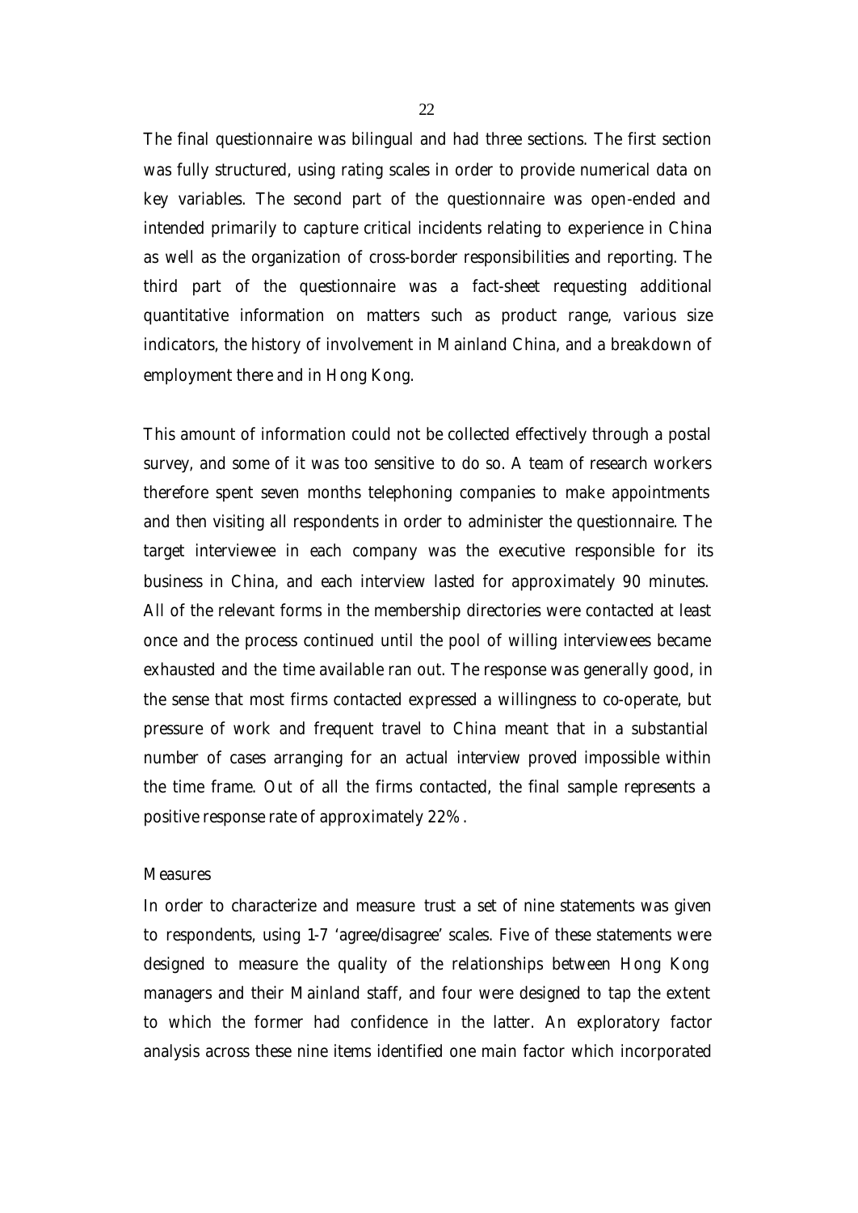The final questionnaire was bilingual and had three sections. The first section was fully structured, using rating scales in order to provide numerical data on key variables. The second part of the questionnaire was open-ended and intended primarily to capture critical incidents relating to experience in China as well as the organization of cross-border responsibilities and reporting. The third part of the questionnaire was a fact-sheet requesting additional quantitative information on matters such as product range, various size indicators, the history of involvement in Mainland China, and a breakdown of employment there and in Hong Kong.

This amount of information could not be collected effectively through a postal survey, and some of it was too sensitive to do so. A team of research workers therefore spent seven months telephoning companies to make appointments and then visiting all respondents in order to administer the questionnaire. The target interviewee in each company was the executive responsible for its business in China, and each interview lasted for approximately 90 minutes. All of the relevant forms in the membership directories were contacted at least once and the process continued until the pool of willing interviewees became exhausted and the time available ran out. The response was generally good, in the sense that most firms contacted expressed a willingness to co-operate, but pressure of work and frequent travel to China meant that in a substantial number of cases arranging for an actual interview proved impossible within the time frame. Out of all the firms contacted, the final sample represents a positive response rate of approximately 22%.

### Measures

In order to characterize and measure trust a set of nine statements was given to respondents, using 1-7 'agree/disagree' scales. Five of these statements were designed to measure the quality of the relationships between Hong Kong managers and their Mainland staff, and four were designed to tap the extent to which the former had confidence in the latter. An exploratory factor analysis across these nine items identified one main factor which incorporated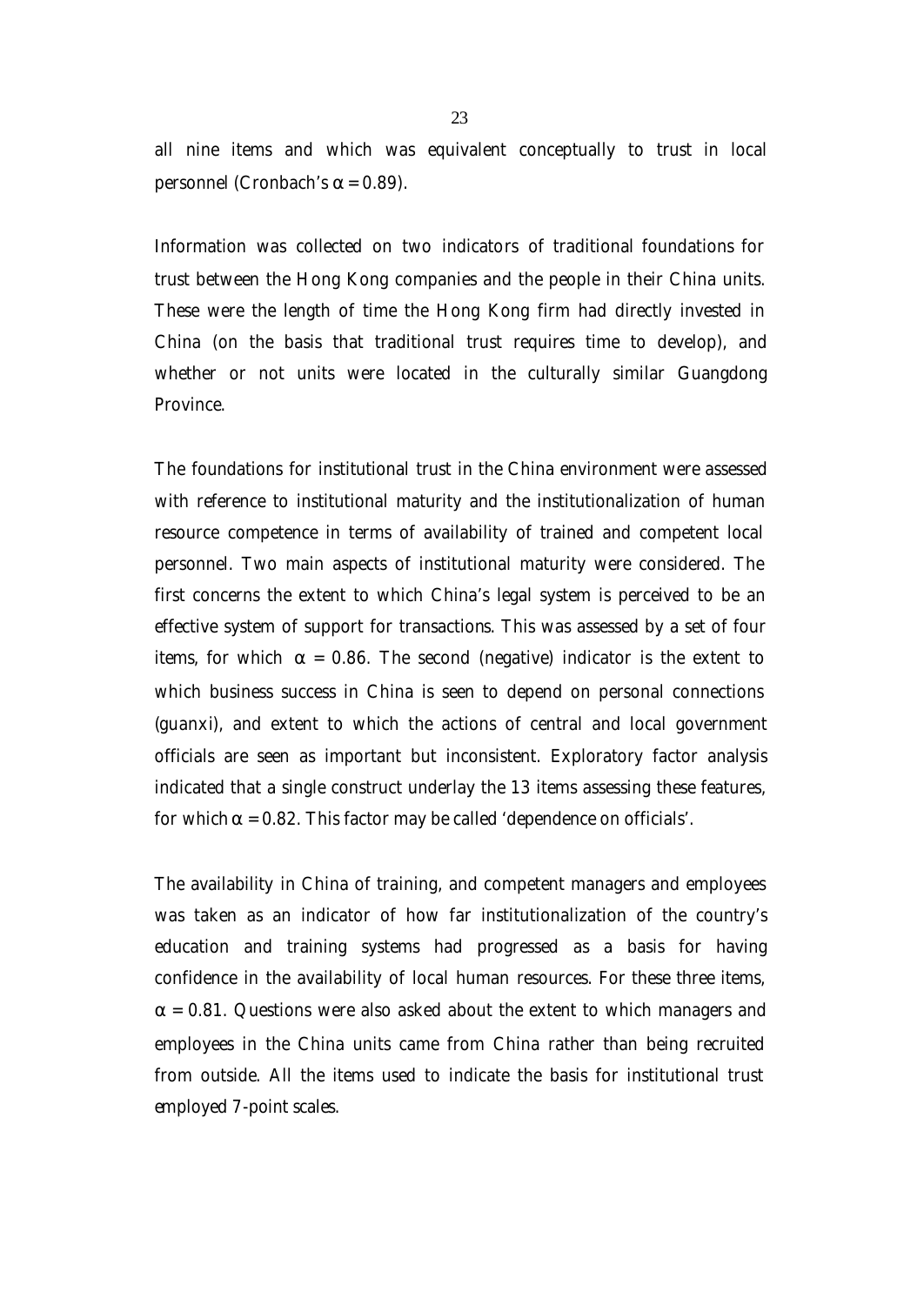all nine items and which was equivalent conceptually to trust in local personnel (Cronbach's $\alpha = 0.89$).

Information was collected on two indicators of traditional foundations for trust between the Hong Kong companies and the people in their China units. These were the length of time the Hong Kong firm had directly invested in China (on the basis that traditional trust requires time to develop), and whether or not units were located in the culturally similar Guangdong Province.

The foundations for institutional trust in the China environment were assessed with reference to institutional maturity and the institutionalization of human resource competence in terms of availability of trained and competent local personnel. Two main aspects of institutional maturity were considered. The first concerns the extent to which China's legal system is perceived to be an effective system of support for transactions. This was assessed by a set of four items, for which $\alpha = 0.86$. The second (negative) indicator is the extent to which business success in China is seen to depend on personal connections (guanxi), and extent to which the actions of central and local government officials are seen as important but inconsistent. Exploratory factor analysis indicated that a single construct underlay the 13 items assessing these features, for which $\alpha = 0.82$. This factor may be called 'dependence on officials'.

The availability in China of training, and competent managers and employees was taken as an indicator of how far institutionalization of the country's education and training systems had progressed as a basis for having confidence in the availability of local human resources. For these three items, $\alpha = 0.81$. Questions were also asked about the extent to which managers and employees in the China units came from China rather than being recruited from outside. All the items used to indicate the basis for institutional trust employed 7-point scales.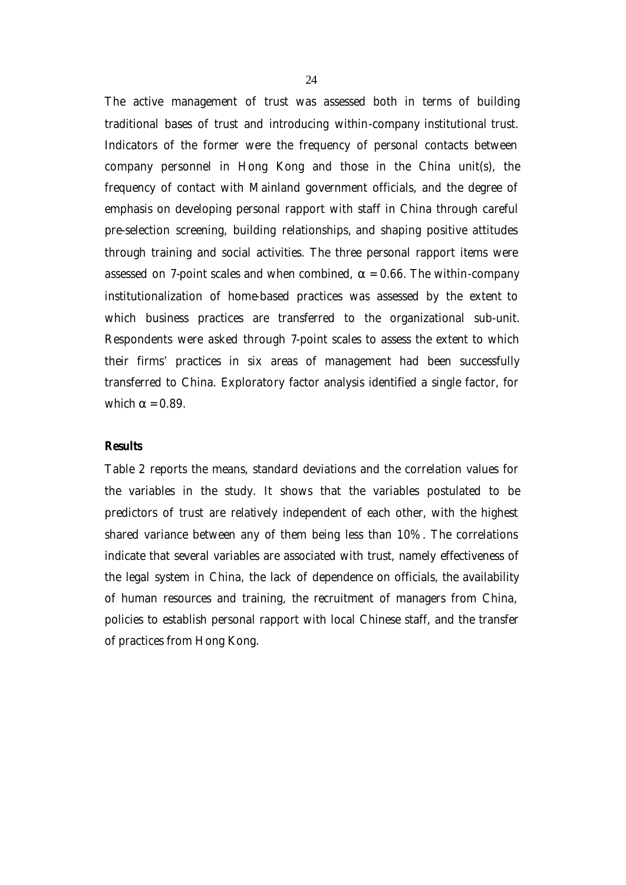The active management of trust was assessed both in terms of building traditional bases of trust and introducing within-company institutional trust. Indicators of the former were the frequency of personal contacts between company personnel in Hong Kong and those in the China unit(s), the frequency of contact with Mainland government officials, and the degree of emphasis on developing personal rapport with staff in China through careful pre-selection screening, building relationships, and shaping positive attitudes through training and social activities. The three personal rapport items were assessed on 7-point scales and when combined, $\alpha = 0.66$. The within-company institutionalization of home-based practices was assessed by the extent to which business practices are transferred to the organizational sub-unit. Respondents were asked through 7-point scales to assess the extent to which their firms' practices in six areas of management had been successfully transferred to China. Exploratory factor analysis identified a single factor, for which $\alpha = 0.89$.

**Results**

Table 2 reports the means, standard deviations and the correlation values for the variables in the study. It shows that the variables postulated to be predictors of trust are relatively independent of each other, with the highest shared variance between any of them being less than 10%. The correlations indicate that several variables are associated with trust, namely effectiveness of the legal system in China, the lack of dependence on officials, the availability of human resources and training, the recruitment of managers from China, policies to establish personal rapport with local Chinese staff, and the transfer of practices from Hong Kong.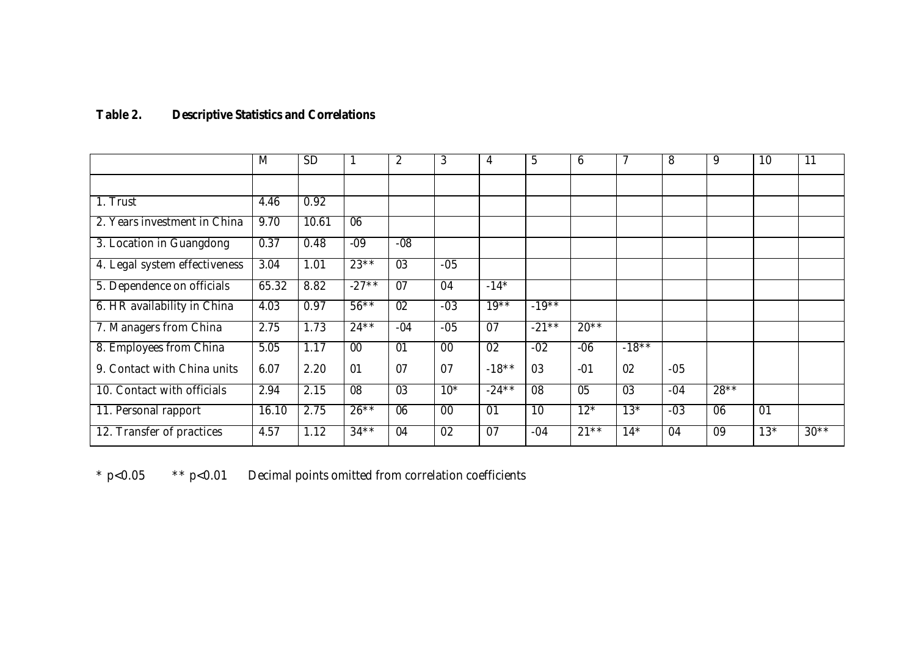**Table 2. Descriptive Statistics and Correlations**

| | M | SD | 1 | 2 | 3 | 4 | 5 | 6 | 7 | 8 | 9 | 10 | 11 |
|---|---|---|---|---|---|---|---|---|---|---|---|---|---|
| 1. Trust | 4.46 | 0.92 | | | | | | | | | | | |
| 2. Years investment in China | 9.70 | 10.61 | 06 | | | | | | | | | | |
| 3. Location in Guangdong | 0.37 | 0.48 | -09 | -08 | | | | | | | | | |
| 4. Legal system effectiveness | 3.04 | 1.01 | 23** | 03 | -05 | | | | | | | | |
| 5. Dependence on officials | 65.32 | 8.82 | -27** | 07 | 04 | -14* | | | | | | | |
| 6. HR availability in China | 4.03 | 0.97 | 56** | 02 | -03 | 19** | -19** | | | | | | |
| 7. Managers from China | 2.75 | 1.73 | 24** | -04 | -05 | 07 | -21** | 20** | | | | | |
| 8. Employees from China | 5.05 | 1.17 | 00 | 01 | 00 | 02 | -02 | -06 | -18** | | | | |
| 9. Contact with China units | 6.07 | 2.20 | 01 | 07 | 07 | -18** | 03 | -01 | 02 | -05 | | | |
| 10. Contact with officials | 2.94 | 2.15 | 08 | 03 | 10* | -24** | 08 | 05 | 03 | -04 | 28** | | |
| 11. Personal rapport | 16.10 | 2.75 | 26** | 06 | 00 | 01 | 10 | 12* | 13* | -03 | 06 | 01 | |
| 12. Transfer of practices | 4.57 | 1.12 | 34** | 04 | 02 | 07 | -04 | 21** | 14* | 04 | 09 | 13* | 30** |

* $p<0.05$ ** $p<0.01$ Decimal points omitted from correlation coefficients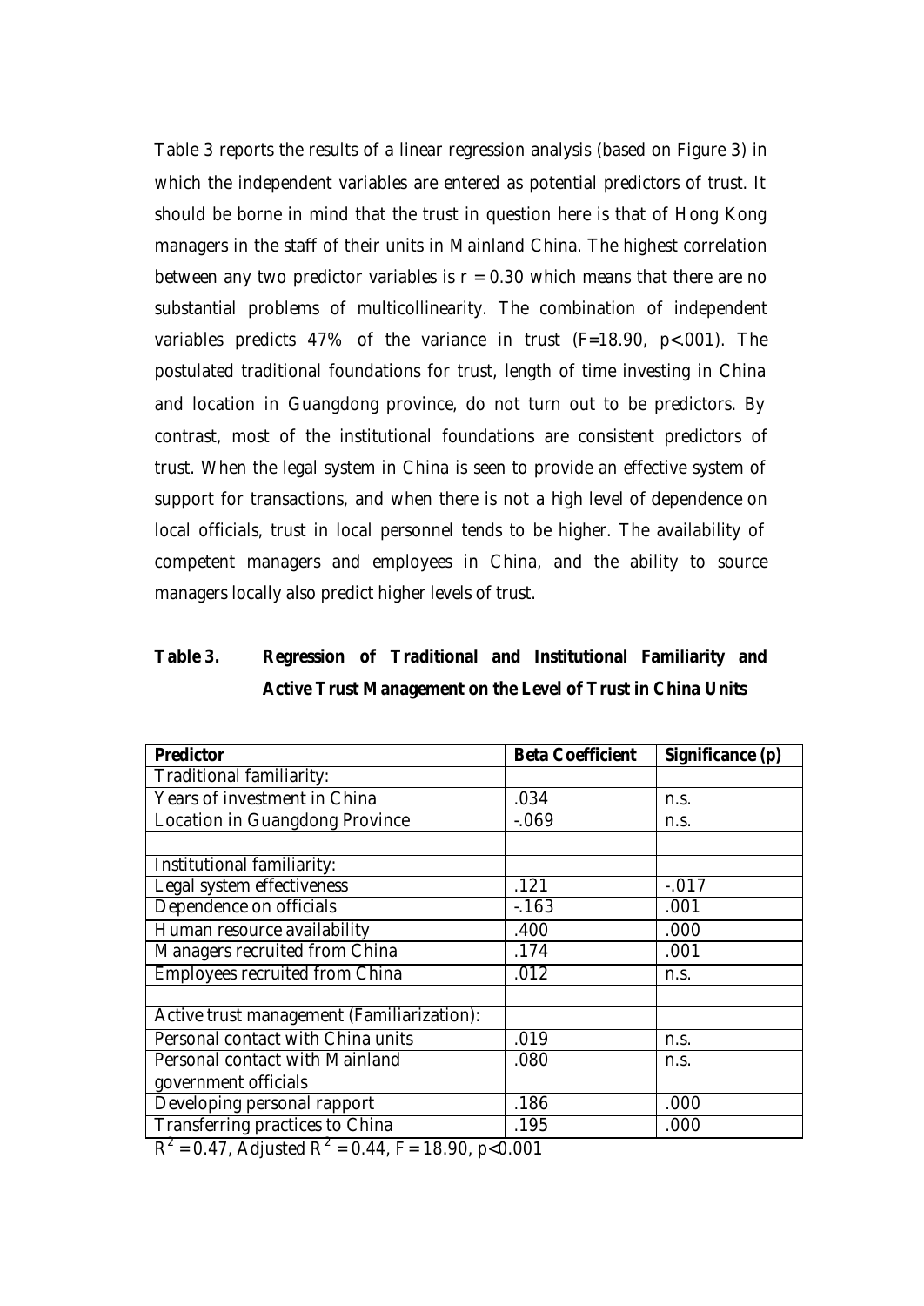Table 3 reports the results of a linear regression analysis (based on Figure 3) in which the independent variables are entered as potential predictors of trust. It should be borne in mind that the trust in question here is that of Hong Kong managers in the staff of their units in Mainland China. The highest correlation between any two predictor variables is $r = 0.30$ which means that there are no substantial problems of multicollinearity. The combination of independent variables predicts 47% of the variance in trust ($F=18.90$, $p<.001$). The postulated traditional foundations for trust, length of time investing in China and location in Guangdong province, do not turn out to be predictors. By contrast, most of the institutional foundations are consistent predictors of trust. When the legal system in China is seen to provide an effective system of support for transactions, and when there is not a high level of dependence on local officials, trust in local personnel tends to be higher. The availability of competent managers and employees in China, and the ability to source managers locally also predict higher levels of trust.

**Table 3. Regression of Traditional and Institutional Familiarity and Active Trust Management on the Level of Trust in China Units**

| Predictor | Beta Coefficient | Significance (p) |
|---|---|---|
| Traditional familiarity: | | |
| Years of investment in China | .034 | n.s. |
| Location in Guangdong Province | -.069 | n.s. |
| | | |
| Institutional familiarity: | | |
| Legal system effectiveness | .121 | -.017 |
| Dependence on officials | -.163 | .001 |
| Human resource availability | .400 | .000 |
| Managers recruited from China | .174 | .001 |
| Employees recruited from China | .012 | n.s. |
| | | |
| Active trust management (Familiarization): | | |
| Personal contact with China units | .019 | n.s. |
| Personal contact with Mainland government officials | .080 | n.s. |
| Developing personal rapport | .186 | .000 |
| Transferring practices to China | .195 | .000 |

$R^2 = 0.47$, Adjusted $R^2 = 0.44$, $F = 18.90$, $p<0.001$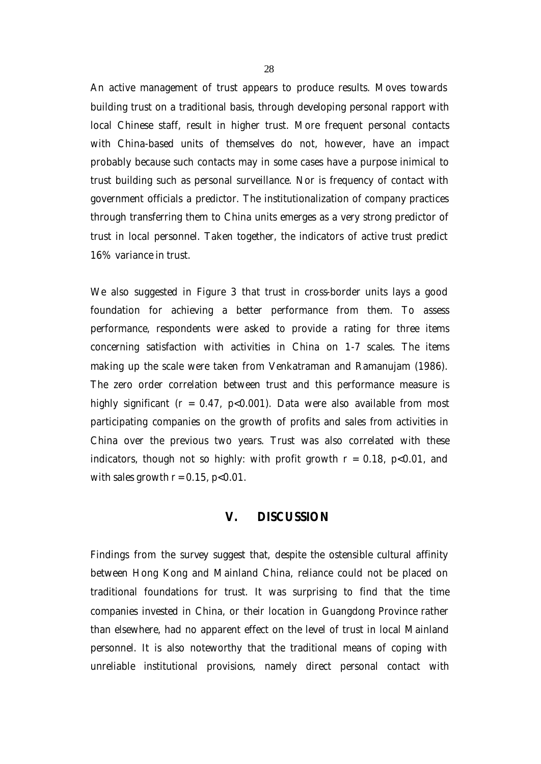An active management of trust appears to produce results. Moves towards building trust on a traditional basis, through developing personal rapport with local Chinese staff, result in higher trust. More frequent personal contacts with China-based units of themselves do not, however, have an impact probably because such contacts may in some cases have a purpose inimical to trust building such as personal surveillance. Nor is frequency of contact with government officials a predictor. The institutionalization of company practices through transferring them to China units emerges as a very strong predictor of trust in local personnel. Taken together, the indicators of active trust predict 16% variance in trust.

We also suggested in Figure 3 that trust in cross-border units lays a good foundation for achieving a better performance from them. To assess performance, respondents were asked to provide a rating for three items concerning satisfaction with activities in China on 1-7 scales. The items making up the scale were taken from Venkatraman and Ramanujam (1986). The zero order correlation between trust and this performance measure is highly significant ($r = 0.47$, $p<0.001$). Data were also available from most participating companies on the growth of profits and sales from activities in China over the previous two years. Trust was also correlated with these indicators, though not so highly: with profit growth $r = 0.18$, $p<0.01$, and with sales growth $r = 0.15$, $p<0.01$.

## V. DISCUSSION

Findings from the survey suggest that, despite the ostensible cultural affinity between Hong Kong and Mainland China, reliance could not be placed on traditional foundations for trust. It was surprising to find that the time companies invested in China, or their location in Guangdong Province rather than elsewhere, had no apparent effect on the level of trust in local Mainland personnel. It is also noteworthy that the traditional means of coping with unreliable institutional provisions, namely direct personal contact with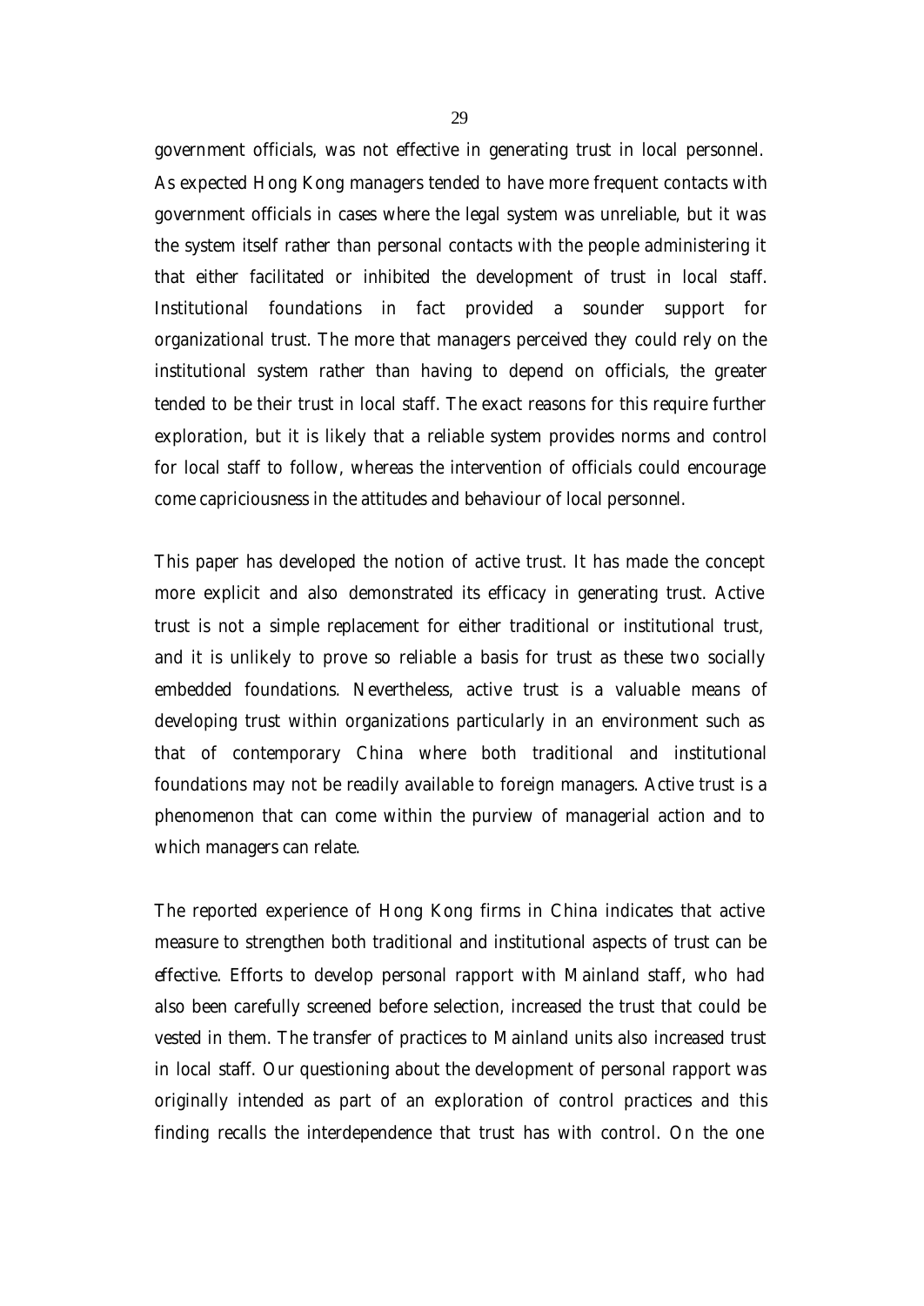government officials, was not effective in generating trust in local personnel. As expected Hong Kong managers tended to have more frequent contacts with government officials in cases where the legal system was unreliable, but it was the system itself rather than personal contacts with the people administering it that either facilitated or inhibited the development of trust in local staff. Institutional foundations in fact provided a sounder support for organizational trust. The more that managers perceived they could rely on the institutional system rather than having to depend on officials, the greater tended to be their trust in local staff. The exact reasons for this require further exploration, but it is likely that a reliable system provides norms and control for local staff to follow, whereas the intervention of officials could encourage come capriciousness in the attitudes and behaviour of local personnel.

This paper has developed the notion of active trust. It has made the concept more explicit and also demonstrated its efficacy in generating trust. Active trust is not a simple replacement for either traditional or institutional trust, and it is unlikely to prove so reliable a basis for trust as these two socially embedded foundations. Nevertheless, active trust is a valuable means of developing trust within organizations particularly in an environment such as that of contemporary China where both traditional and institutional foundations may not be readily available to foreign managers. Active trust is a phenomenon that can come within the purview of managerial action and to which managers can relate.

The reported experience of Hong Kong firms in China indicates that active measure to strengthen both traditional and institutional aspects of trust can be effective. Efforts to develop personal rapport with Mainland staff, who had also been carefully screened before selection, increased the trust that could be vested in them. The transfer of practices to Mainland units also increased trust in local staff. Our questioning about the development of personal rapport was originally intended as part of an exploration of control practices and this finding recalls the interdependence that trust has with control. On the one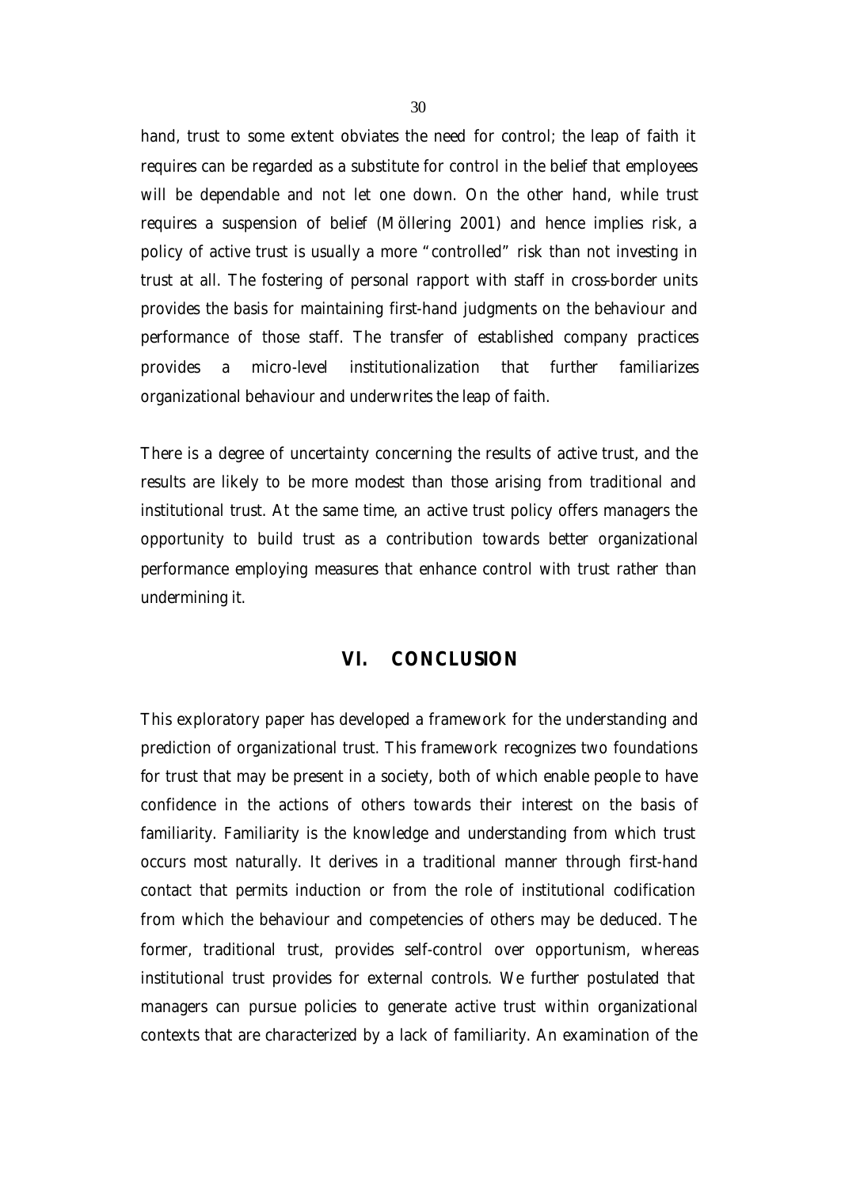hand, trust to some extent obviates the need for control; the leap of faith it requires can be regarded as a substitute for control in the belief that employees will be dependable and not let one down. On the other hand, while trust requires a suspension of belief (Möllering 2001) and hence implies risk, a policy of active trust is usually a more "controlled" risk than not investing in trust at all. The fostering of personal rapport with staff in cross-border units provides the basis for maintaining first-hand judgments on the behaviour and performance of those staff. The transfer of established company practices provides a micro-level institutionalization that further familiarizes organizational behaviour and underwrites the leap of faith.

There is a degree of uncertainty concerning the results of active trust, and the results are likely to be more modest than those arising from traditional and institutional trust. At the same time, an active trust policy offers managers the opportunity to build trust as a contribution towards better organizational performance employing measures that enhance control with trust rather than undermining it.

## VI. CONCLUSION

This exploratory paper has developed a framework for the understanding and prediction of organizational trust. This framework recognizes two foundations for trust that may be present in a society, both of which enable people to have confidence in the actions of others towards their interest on the basis of familiarity. Familiarity is the knowledge and understanding from which trust occurs most naturally. It derives in a traditional manner through first-hand contact that permits induction or from the role of institutional codification from which the behaviour and competencies of others may be deduced. The former, traditional trust, provides self-control over opportunism, whereas institutional trust provides for external controls. We further postulated that managers can pursue policies to generate active trust within organizational contexts that are characterized by a lack of familiarity. An examination of the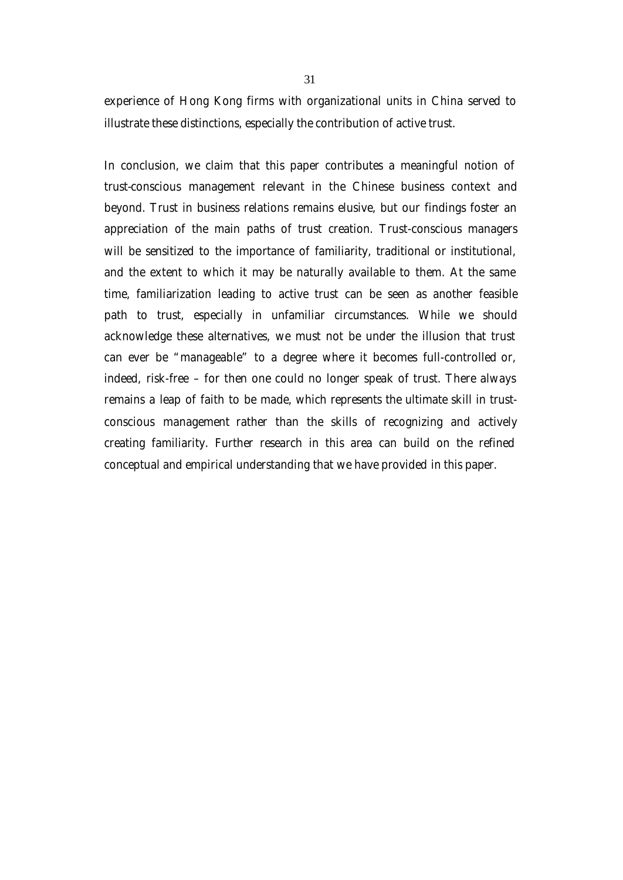experience of Hong Kong firms with organizational units in China served to illustrate these distinctions, especially the contribution of active trust.

In conclusion, we claim that this paper contributes a meaningful notion of trust-conscious management relevant in the Chinese business context and beyond. Trust in business relations remains elusive, but our findings foster an appreciation of the main paths of trust creation. Trust-conscious managers will be sensitized to the importance of familiarity, traditional or institutional, and the extent to which it may be naturally available to them. At the same time, familiarization leading to active trust can be seen as another feasible path to trust, especially in unfamiliar circumstances. While we should acknowledge these alternatives, we must not be under the illusion that trust can ever be "manageable" to a degree where it becomes full-controlled or, indeed, risk-free – for then one could no longer speak of trust. There always remains a leap of faith to be made, which represents the ultimate skill in trust-conscious management rather than the skills of recognizing and actively creating familiarity. Further research in this area can build on the refined conceptual and empirical understanding that we have provided in this paper.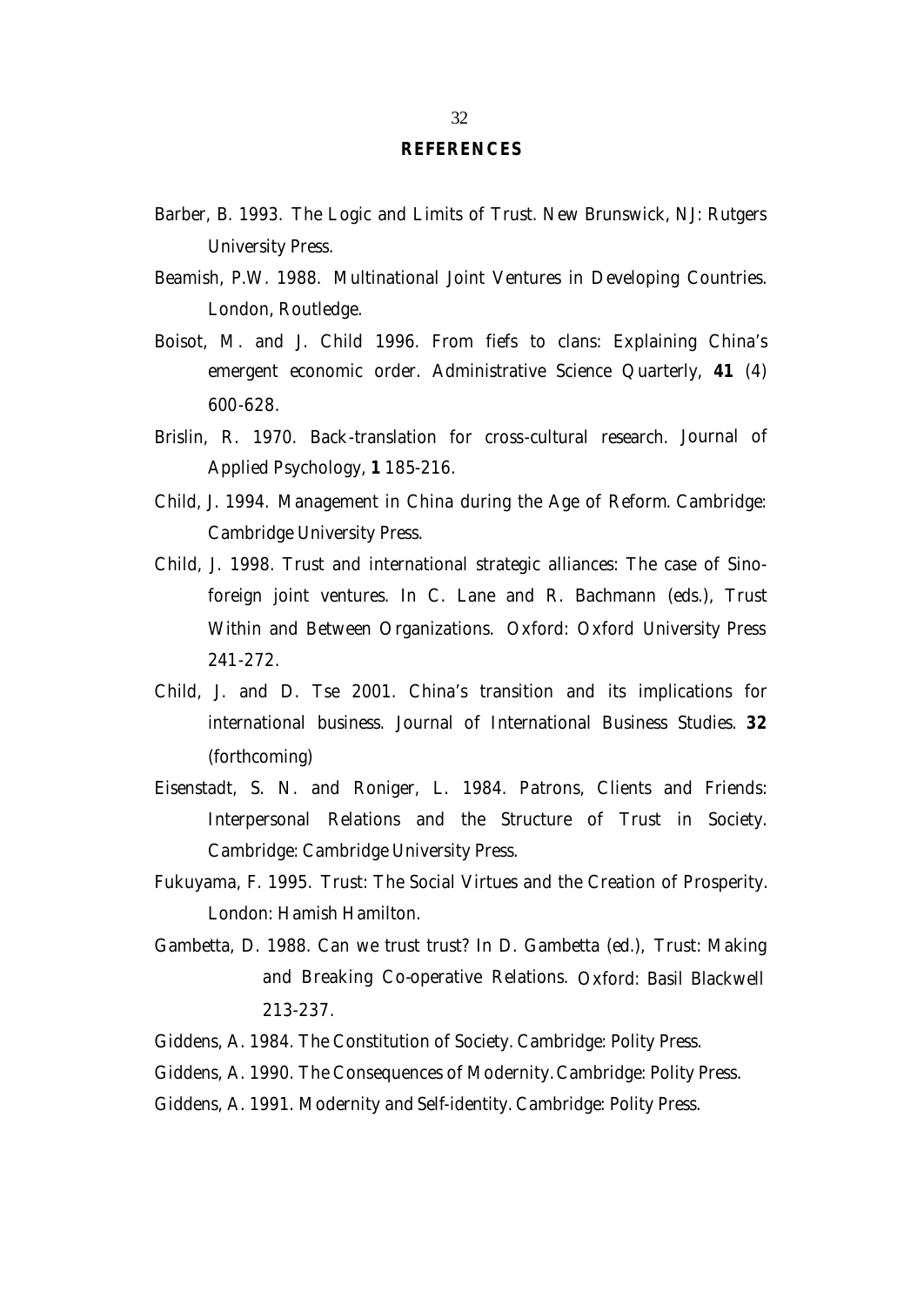## REFERENCES

Barber, B. 1993. The Logic and Limits of Trust. New Brunswick, NJ: Rutgers University Press.

Beamish, P.W. 1988. Multinational Joint Ventures in Developing Countries. London, Routledge.

Boisot, M. and J. Child 1996. From fiefs to clans: Explaining China's emergent economic order. Administrative Science Quarterly, **41** (4) 600-628.

Brislin, R. 1970. Back-translation for cross-cultural research. Journal of Applied Psychology, **1** 185-216.

Child, J. 1994. Management in China during the Age of Reform. Cambridge: Cambridge University Press.

Child, J. 1998. Trust and international strategic alliances: The case of Sino-foreign joint ventures. In C. Lane and R. Bachmann (eds.), Trust Within and Between Organizations. Oxford: Oxford University Press 241-272.

Child, J. and D. Tse 2001. China's transition and its implications for international business. Journal of International Business Studies. **32** (forthcoming)

Eisenstadt, S. N. and Roniger, L. 1984. Patrons, Clients and Friends: Interpersonal Relations and the Structure of Trust in Society. Cambridge: Cambridge University Press.

Fukuyama, F. 1995. Trust: The Social Virtues and the Creation of Prosperity. London: Hamish Hamilton.

Gambetta, D. 1988. Can we trust trust? In D. Gambetta (ed.), Trust: Making and Breaking Co-operative Relations. Oxford: Basil Blackwell 213-237.

Giddens, A. 1984. The Constitution of Society. Cambridge: Polity Press.

Giddens, A. 1990. The Consequences of Modernity. Cambridge: Polity Press.

Giddens, A. 1991. Modernity and Self-identity. Cambridge: Polity Press.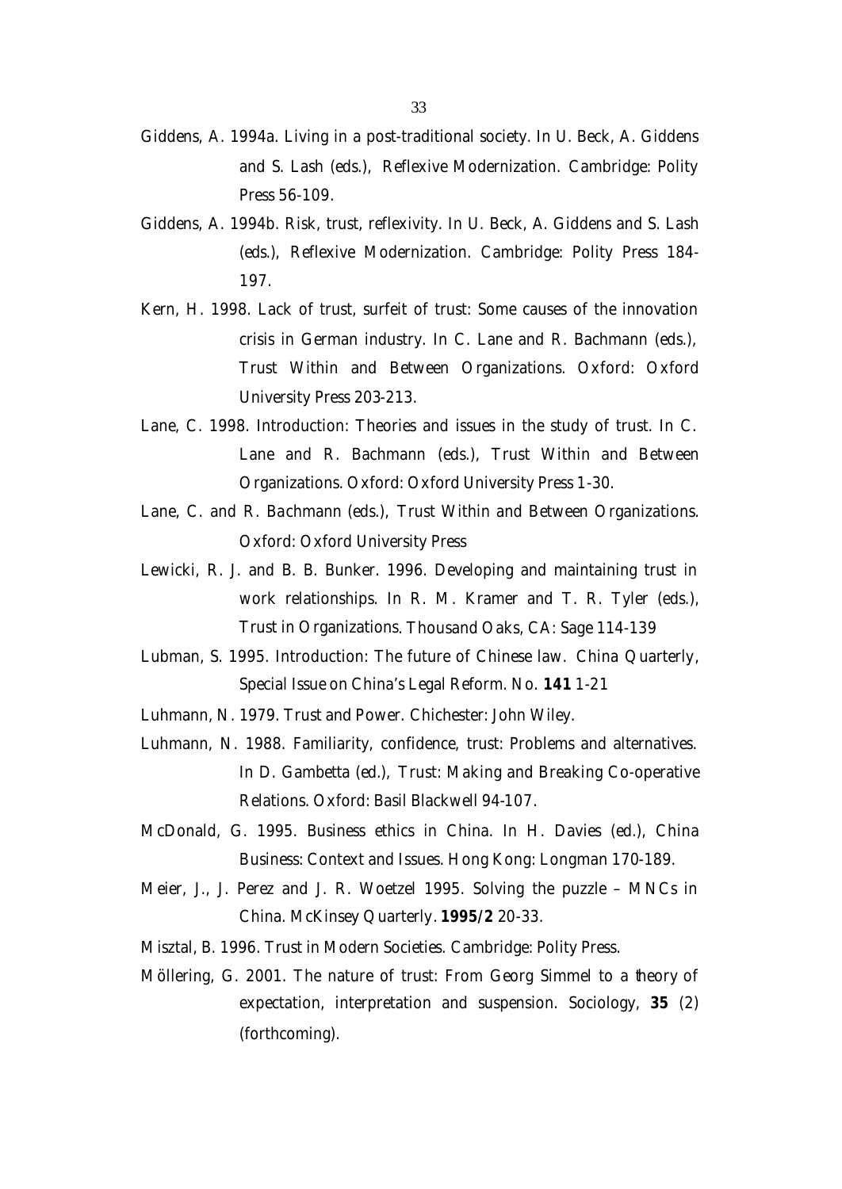Giddens, A. 1994a. Living in a post-traditional society. In U. Beck, A. Giddens and S. Lash (eds.), Reflexive Modernization. Cambridge: Polity Press 56-109.

Giddens, A. 1994b. Risk, trust, reflexivity. In U. Beck, A. Giddens and S. Lash (eds.), Reflexive Modernization. Cambridge: Polity Press 184-197.

Kern, H. 1998. Lack of trust, surfeit of trust: Some causes of the innovation crisis in German industry. In C. Lane and R. Bachmann (eds.), Trust Within and Between Organizations. Oxford: Oxford University Press 203-213.

Lane, C. 1998. Introduction: Theories and issues in the study of trust. In C. Lane and R. Bachmann (eds.), Trust Within and Between Organizations. Oxford: Oxford University Press 1-30.

Lane, C. and R. Bachmann (eds.), Trust Within and Between Organizations. Oxford: Oxford University Press

Lewicki, R. J. and B. B. Bunker. 1996. Developing and maintaining trust in work relationships. In R. M. Kramer and T. R. Tyler (eds.), Trust in Organizations. Thousand Oaks, CA: Sage 114-139

Lubman, S. 1995. Introduction: The future of Chinese law. China Quarterly, Special Issue on China's Legal Reform. No. **141** 1-21

Luhmann, N. 1979. Trust and Power. Chichester: John Wiley.

Luhmann, N. 1988. Familiarity, confidence, trust: Problems and alternatives. In D. Gambetta (ed.), Trust: Making and Breaking Co-operative Relations. Oxford: Basil Blackwell 94-107.

McDonald, G. 1995. Business ethics in China. In H. Davies (ed.), China Business: Context and Issues. Hong Kong: Longman 170-189.

Meier, J., J. Perez and J. R. Woetzel 1995. Solving the puzzle – MNCs in China. McKinsey Quarterly. **1995/2** 20-33.

Misztal, B. 1996. Trust in Modern Societies. Cambridge: Polity Press.

Möllering, G. 2001. The nature of trust: From Georg Simmel to a theory of expectation, interpretation and suspension. Sociology, **35** (2) (forthcoming).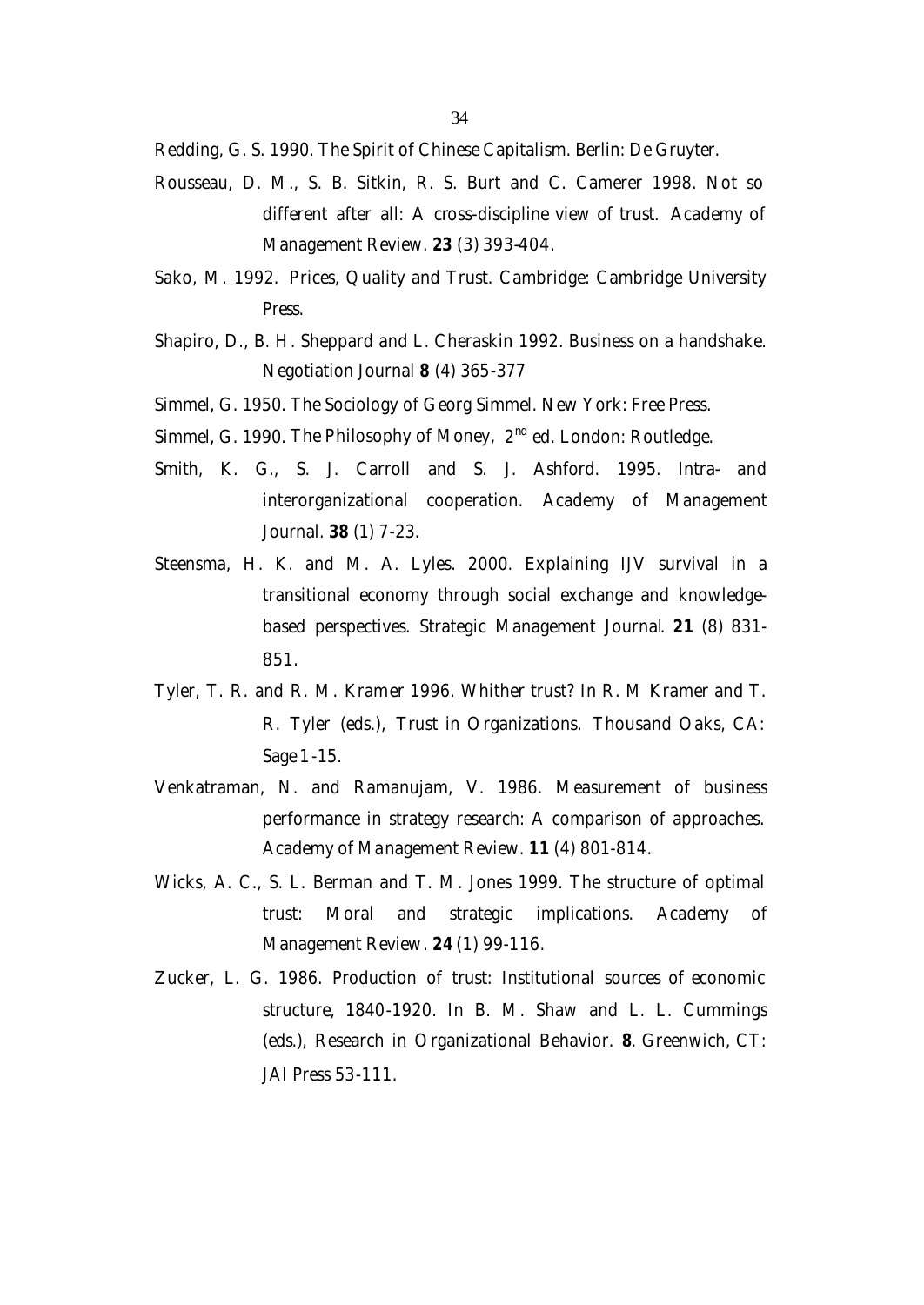Redding, G. S. 1990. The Spirit of Chinese Capitalism. Berlin: De Gruyter.

Rousseau, D. M., S. B. Sitkin, R. S. Burt and C. Camerer 1998. Not so different after all: A cross-discipline view of trust. Academy of Management Review. **23** (3) 393-404.

Sako, M. 1992. Prices, Quality and Trust. Cambridge: Cambridge University Press.

Shapiro, D., B. H. Sheppard and L. Cheraskin 1992. Business on a handshake. Negotiation Journal **8** (4) 365-377

Simmel, G. 1950. The Sociology of Georg Simmel. New York: Free Press.

Simmel, G. 1990. The Philosophy of Money, 2nd ed. London: Routledge.

Smith, K. G., S. J. Carroll and S. J. Ashford. 1995. Intra- and interorganizational cooperation. Academy of Management Journal. **38** (1) 7-23.

Steensma, H. K. and M. A. Lyles. 2000. Explaining IJV survival in a transitional economy through social exchange and knowledge-based perspectives. Strategic Management Journal. **21** (8) 831-851.

Tyler, T. R. and R. M. Kramer 1996. Whither trust? In R. M Kramer and T. R. Tyler (eds.), Trust in Organizations. Thousand Oaks, CA: Sage 1-15.

Venkatraman, N. and Ramanujam, V. 1986. Measurement of business performance in strategy research: A comparison of approaches. Academy of Management Review. **11** (4) 801-814.

Wicks, A. C., S. L. Berman and T. M. Jones 1999. The structure of optimal trust: Moral and strategic implications. Academy of Management Review. **24** (1) 99-116.

Zucker, L. G. 1986. Production of trust: Institutional sources of economic structure, 1840-1920. In B. M. Shaw and L. L. Cummings (eds.), Research in Organizational Behavior. **8**. Greenwich, CT: JAI Press 53-111.